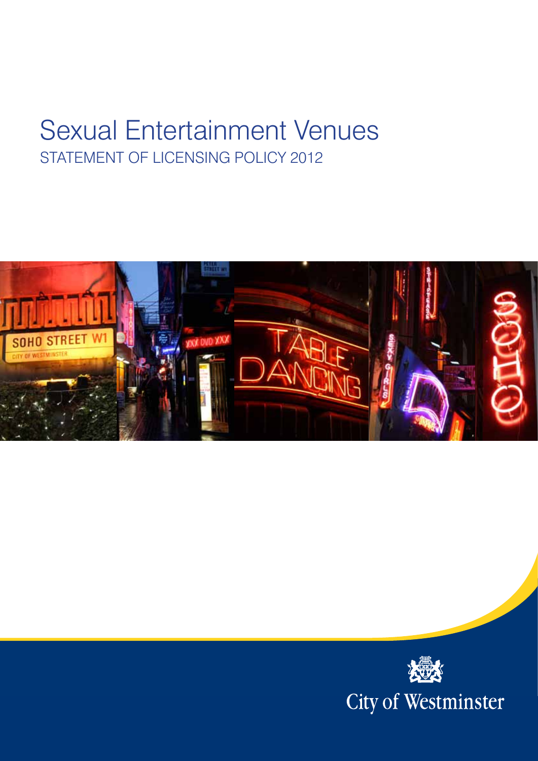# Sexual Entertainment Venues

## STATEMENT OF LICENSING POLICY 2012

City of Westminster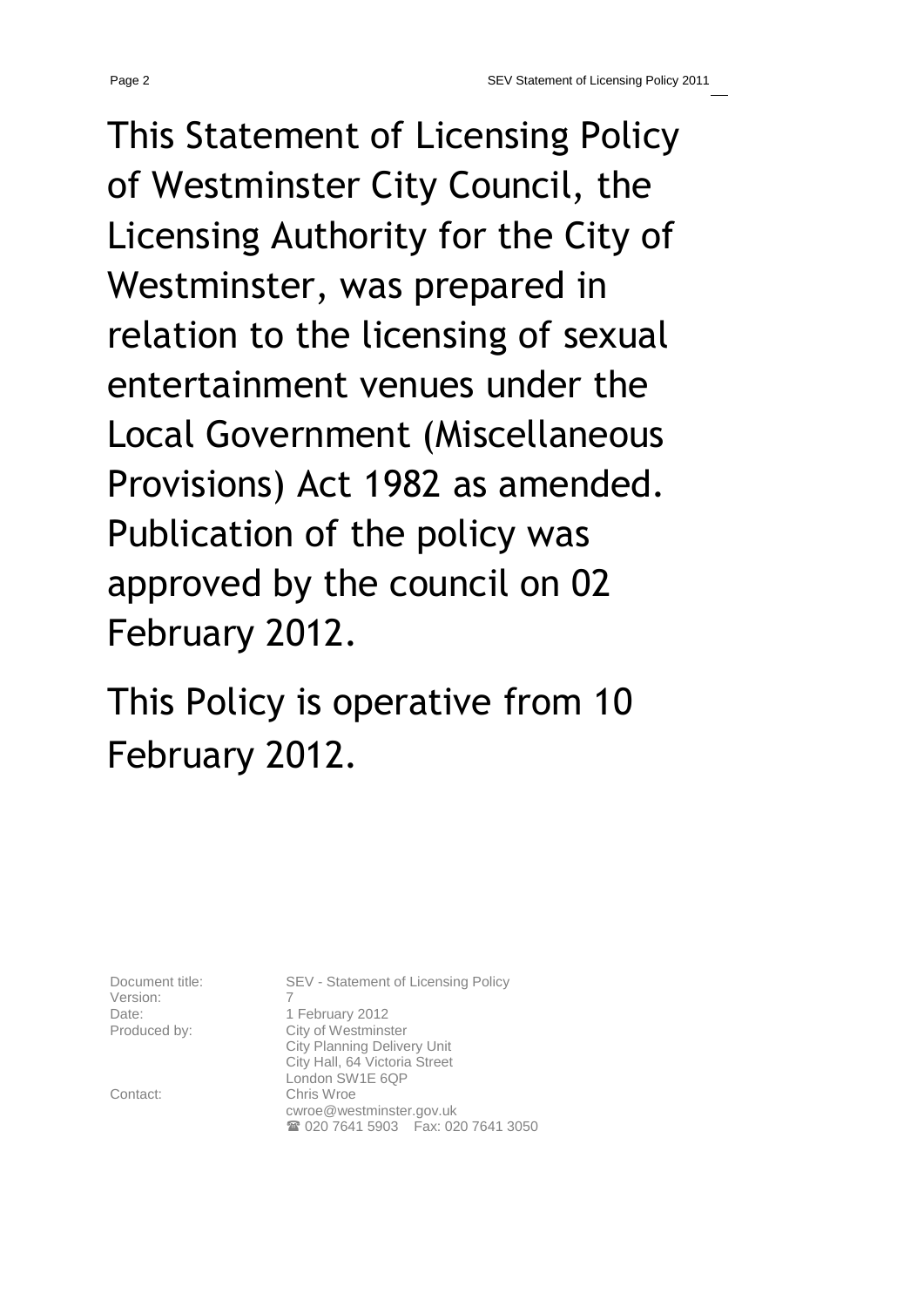This Statement of Licensing Policy of Westminster City Council, the Licensing Authority for the City of Westminster, was prepared in relation to the licensing of sexual entertainment venues under the Local Government (Miscellaneous Provisions) Act 1982 as amended. Publication of the policy was approved by the council on 02 February 2012.

This Policy is operative from 10 February 2012.

| | |
|---|---|
| Document title: | SEV - Statement of Licensing Policy |
| Version: | 7 |
| Date: | 1 February 2012 |
| Produced by: | City of Westminster<br>City Planning Delivery Unit<br>City Hall, 64 Victoria Street<br>London SW1E 6QP |
| Contact: | Chris Wroe<br>cwroe@westminster.gov.uk<br>☎ 020 7641 5903 Fax: 020 7641 3050 |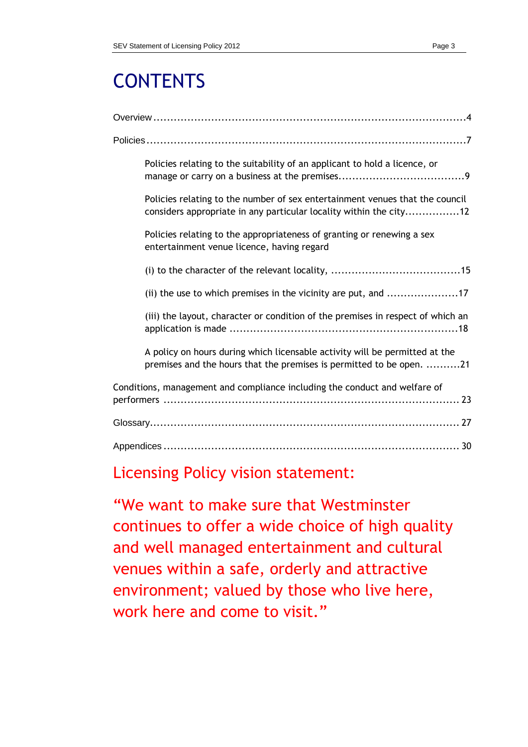# CONTENTS

Overview ........................................................................................4

Policies ..........................................................................................7

Policies relating to the suitability of an applicant to hold a licence, or manage or carry on a business at the premises....................................9

Policies relating to the number of sex entertainment venues that the council considers appropriate in any particular locality within the city................12

Policies relating to the appropriateness of granting or renewing a sex entertainment venue licence, having regard

(i) to the character of the relevant locality, ......................................15

(ii) the use to which premises in the vicinity are put, and .....................17

(iii) the layout, character or condition of the premises in respect of which an application is made ..................................................................18

A policy on hours during which licensable activity will be permitted at the premises and the hours that the premises is permitted to be open. ..........21

Conditions, management and compliance including the conduct and welfare of performers ..................................................................................... 23

Glossary........................................................................................ 27

Appendices .................................................................................... 30

## Licensing Policy vision statement:

"We want to make sure that Westminster continues to offer a wide choice of high quality and well managed entertainment and cultural venues within a safe, orderly and attractive environment; valued by those who live here, work here and come to visit."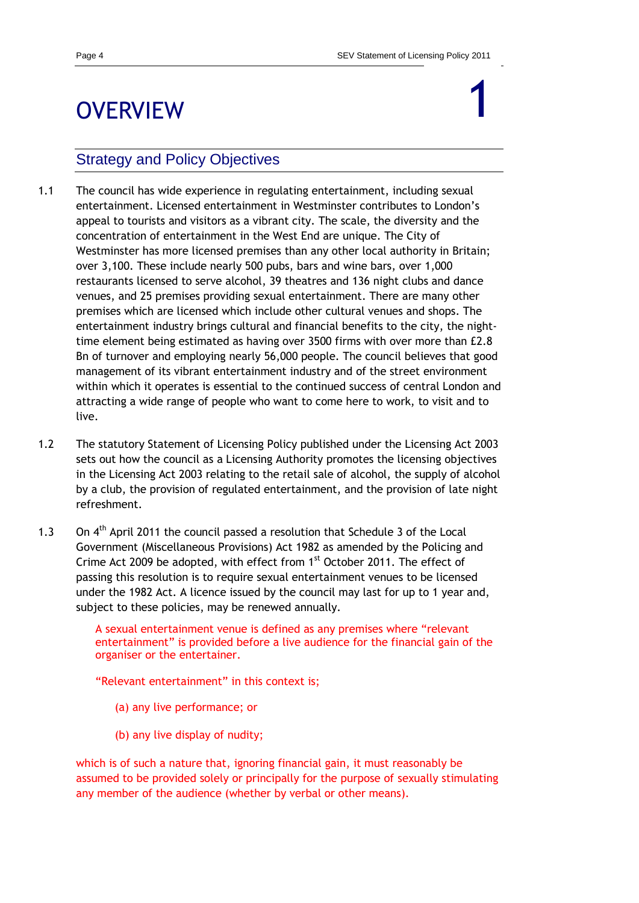# OVERVIEW 1

## Strategy and Policy Objectives

1.1 The council has wide experience in regulating entertainment, including sexual entertainment. Licensed entertainment in Westminster contributes to London's appeal to tourists and visitors as a vibrant city. The scale, the diversity and the concentration of entertainment in the West End are unique. The City of Westminster has more licensed premises than any other local authority in Britain; over 3,100. These include nearly 500 pubs, bars and wine bars, over 1,000 restaurants licensed to serve alcohol, 39 theatres and 136 night clubs and dance venues, and 25 premises providing sexual entertainment. There are many other premises which are licensed which include other cultural venues and shops. The entertainment industry brings cultural and financial benefits to the city, the night-time element being estimated as having over 3500 firms with over more than £2.8 Bn of turnover and employing nearly 56,000 people. The council believes that good management of its vibrant entertainment industry and of the street environment within which it operates is essential to the continued success of central London and attracting a wide range of people who want to come here to work, to visit and to live.

1.2 The statutory Statement of Licensing Policy published under the Licensing Act 2003 sets out how the council as a Licensing Authority promotes the licensing objectives in the Licensing Act 2003 relating to the retail sale of alcohol, the supply of alcohol by a club, the provision of regulated entertainment, and the provision of late night refreshment.

1.3 On 4th April 2011 the council passed a resolution that Schedule 3 of the Local Government (Miscellaneous Provisions) Act 1982 as amended by the Policing and Crime Act 2009 be adopted, with effect from 1st October 2011. The effect of passing this resolution is to require sexual entertainment venues to be licensed under the 1982 Act. A licence issued by the council may last for up to 1 year and, subject to these policies, may be renewed annually.

A sexual entertainment venue is defined as any premises where "relevant entertainment" is provided before a live audience for the financial gain of the organiser or the entertainer.

"Relevant entertainment" in this context is;

(a) any live performance; or

(b) any live display of nudity;

which is of such a nature that, ignoring financial gain, it must reasonably be assumed to be provided solely or principally for the purpose of sexually stimulating any member of the audience (whether by verbal or other means).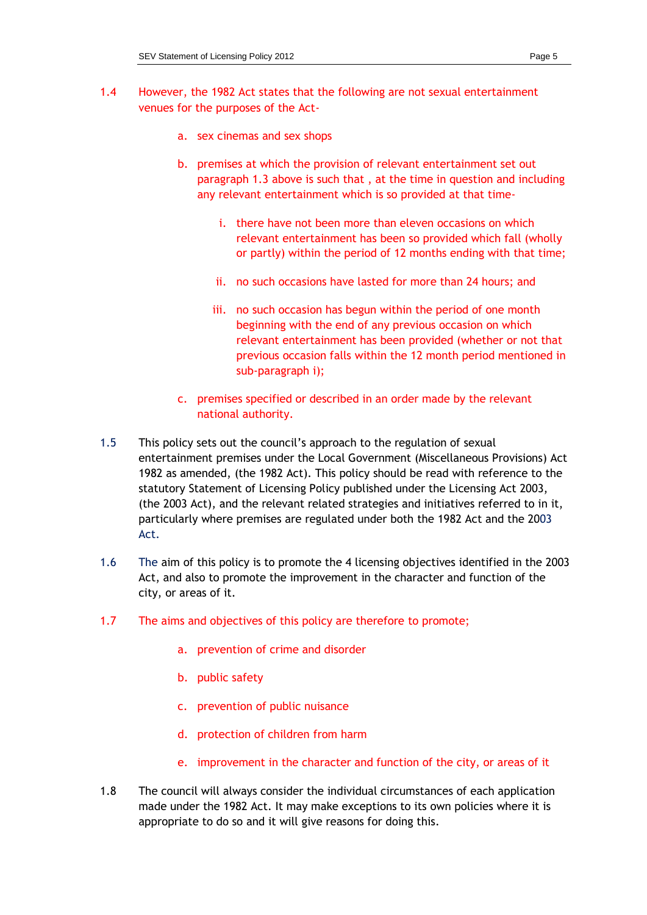1.4 However, the 1982 Act states that the following are not sexual entertainment venues for the purposes of the Act-

  a. sex cinemas and sex shops

  b. premises at which the provision of relevant entertainment set out paragraph 1.3 above is such that , at the time in question and including any relevant entertainment which is so provided at that time-

    i. there have not been more than eleven occasions on which relevant entertainment has been so provided which fall (wholly or partly) within the period of 12 months ending with that time;

    ii. no such occasions have lasted for more than 24 hours; and

    iii. no such occasion has begun within the period of one month beginning with the end of any previous occasion on which relevant entertainment has been provided (whether or not that previous occasion falls within the 12 month period mentioned in sub-paragraph i);

  c. premises specified or described in an order made by the relevant national authority.

1.5 This policy sets out the council's approach to the regulation of sexual entertainment premises under the Local Government (Miscellaneous Provisions) Act 1982 as amended, (the 1982 Act). This policy should be read with reference to the statutory Statement of Licensing Policy published under the Licensing Act 2003, (the 2003 Act), and the relevant related strategies and initiatives referred to in it, particularly where premises are regulated under both the 1982 Act and the 2003 Act.

1.6 The aim of this policy is to promote the 4 licensing objectives identified in the 2003 Act, and also to promote the improvement in the character and function of the city, or areas of it.

1.7 The aims and objectives of this policy are therefore to promote;

  a. prevention of crime and disorder

  b. public safety

  c. prevention of public nuisance

  d. protection of children from harm

  e. improvement in the character and function of the city, or areas of it

1.8 The council will always consider the individual circumstances of each application made under the 1982 Act. It may make exceptions to its own policies where it is appropriate to do so and it will give reasons for doing this.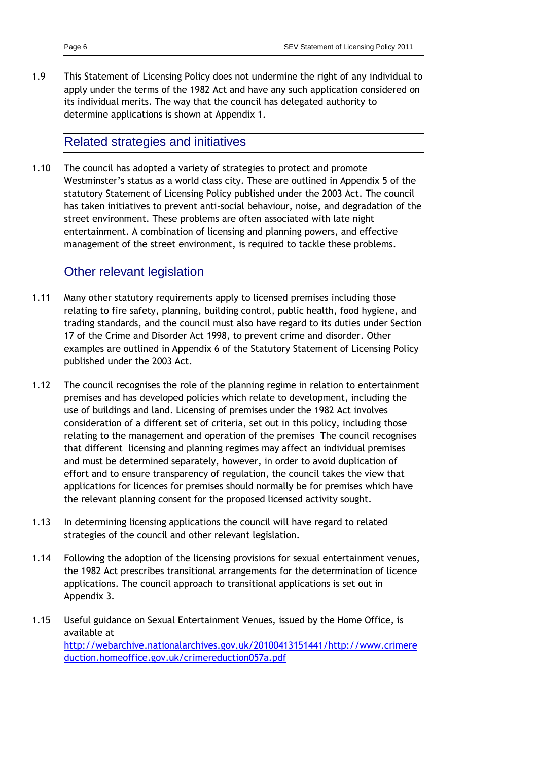1.9 This Statement of Licensing Policy does not undermine the right of any individual to apply under the terms of the 1982 Act and have any such application considered on its individual merits. The way that the council has delegated authority to determine applications is shown at Appendix 1.

## Related strategies and initiatives

1.10 The council has adopted a variety of strategies to protect and promote Westminster's status as a world class city. These are outlined in Appendix 5 of the statutory Statement of Licensing Policy published under the 2003 Act. The council has taken initiatives to prevent anti-social behaviour, noise, and degradation of the street environment. These problems are often associated with late night entertainment. A combination of licensing and planning powers, and effective management of the street environment, is required to tackle these problems.

## Other relevant legislation

1.11 Many other statutory requirements apply to licensed premises including those relating to fire safety, planning, building control, public health, food hygiene, and trading standards, and the council must also have regard to its duties under Section 17 of the Crime and Disorder Act 1998, to prevent crime and disorder. Other examples are outlined in Appendix 6 of the Statutory Statement of Licensing Policy published under the 2003 Act.

1.12 The council recognises the role of the planning regime in relation to entertainment premises and has developed policies which relate to development, including the use of buildings and land. Licensing of premises under the 1982 Act involves consideration of a different set of criteria, set out in this policy, including those relating to the management and operation of the premises The council recognises that different licensing and planning regimes may affect an individual premises and must be determined separately, however, in order to avoid duplication of effort and to ensure transparency of regulation, the council takes the view that applications for licences for premises should normally be for premises which have the relevant planning consent for the proposed licensed activity sought.

1.13 In determining licensing applications the council will have regard to related strategies of the council and other relevant legislation.

1.14 Following the adoption of the licensing provisions for sexual entertainment venues, the 1982 Act prescribes transitional arrangements for the determination of licence applications. The council approach to transitional applications is set out in Appendix 3.

1.15 Useful guidance on Sexual Entertainment Venues, issued by the Home Office, is available at http://webarchive.nationalarchives.gov.uk/20100413151441/http://www.crimereduction.homeoffice.gov.uk/crimereduction057a.pdf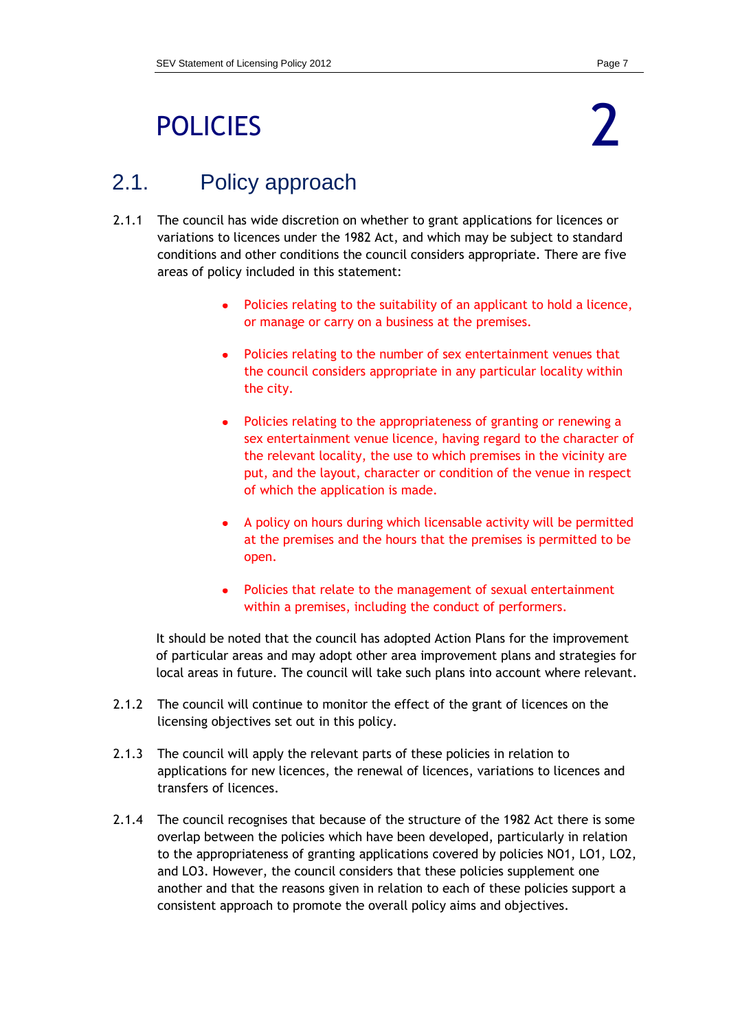# POLICIES 2

## 2.1. Policy approach

2.1.1 The council has wide discretion on whether to grant applications for licences or variations to licences under the 1982 Act, and which may be subject to standard conditions and other conditions the council considers appropriate. There are five areas of policy included in this statement:

- Policies relating to the suitability of an applicant to hold a licence, or manage or carry on a business at the premises.
- Policies relating to the number of sex entertainment venues that the council considers appropriate in any particular locality within the city.
- Policies relating to the appropriateness of granting or renewing a sex entertainment venue licence, having regard to the character of the relevant locality, the use to which premises in the vicinity are put, and the layout, character or condition of the venue in respect of which the application is made.
- A policy on hours during which licensable activity will be permitted at the premises and the hours that the premises is permitted to be open.
- Policies that relate to the management of sexual entertainment within a premises, including the conduct of performers.

It should be noted that the council has adopted Action Plans for the improvement of particular areas and may adopt other area improvement plans and strategies for local areas in future. The council will take such plans into account where relevant.

2.1.2 The council will continue to monitor the effect of the grant of licences on the licensing objectives set out in this policy.

2.1.3 The council will apply the relevant parts of these policies in relation to applications for new licences, the renewal of licences, variations to licences and transfers of licences.

2.1.4 The council recognises that because of the structure of the 1982 Act there is some overlap between the policies which have been developed, particularly in relation to the appropriateness of granting applications covered by policies NO1, LO1, LO2, and LO3. However, the council considers that these policies supplement one another and that the reasons given in relation to each of these policies support a consistent approach to promote the overall policy aims and objectives.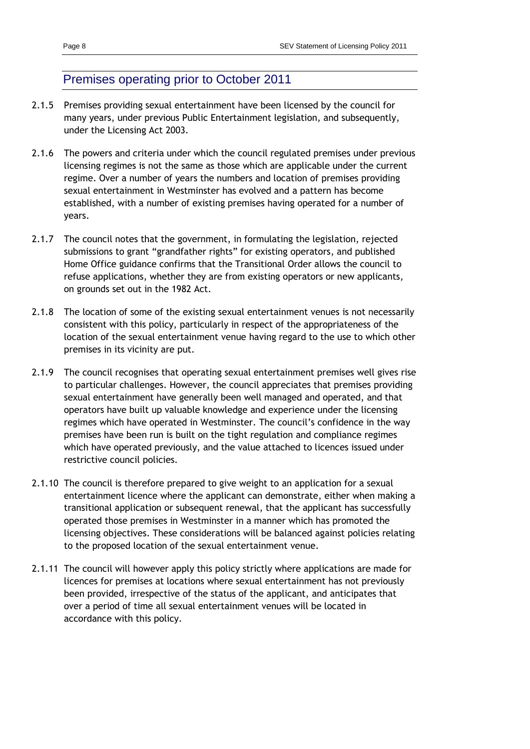## Premises operating prior to October 2011

2.1.5 Premises providing sexual entertainment have been licensed by the council for many years, under previous Public Entertainment legislation, and subsequently, under the Licensing Act 2003.

2.1.6 The powers and criteria under which the council regulated premises under previous licensing regimes is not the same as those which are applicable under the current regime. Over a number of years the numbers and location of premises providing sexual entertainment in Westminster has evolved and a pattern has become established, with a number of existing premises having operated for a number of years.

2.1.7 The council notes that the government, in formulating the legislation, rejected submissions to grant "grandfather rights" for existing operators, and published Home Office guidance confirms that the Transitional Order allows the council to refuse applications, whether they are from existing operators or new applicants, on grounds set out in the 1982 Act.

2.1.8 The location of some of the existing sexual entertainment venues is not necessarily consistent with this policy, particularly in respect of the appropriateness of the location of the sexual entertainment venue having regard to the use to which other premises in its vicinity are put.

2.1.9 The council recognises that operating sexual entertainment premises well gives rise to particular challenges. However, the council appreciates that premises providing sexual entertainment have generally been well managed and operated, and that operators have built up valuable knowledge and experience under the licensing regimes which have operated in Westminster. The council's confidence in the way premises have been run is built on the tight regulation and compliance regimes which have operated previously, and the value attached to licences issued under restrictive council policies.

2.1.10 The council is therefore prepared to give weight to an application for a sexual entertainment licence where the applicant can demonstrate, either when making a transitional application or subsequent renewal, that the applicant has successfully operated those premises in Westminster in a manner which has promoted the licensing objectives. These considerations will be balanced against policies relating to the proposed location of the sexual entertainment venue.

2.1.11 The council will however apply this policy strictly where applications are made for licences for premises at locations where sexual entertainment has not previously been provided, irrespective of the status of the applicant, and anticipates that over a period of time all sexual entertainment venues will be located in accordance with this policy.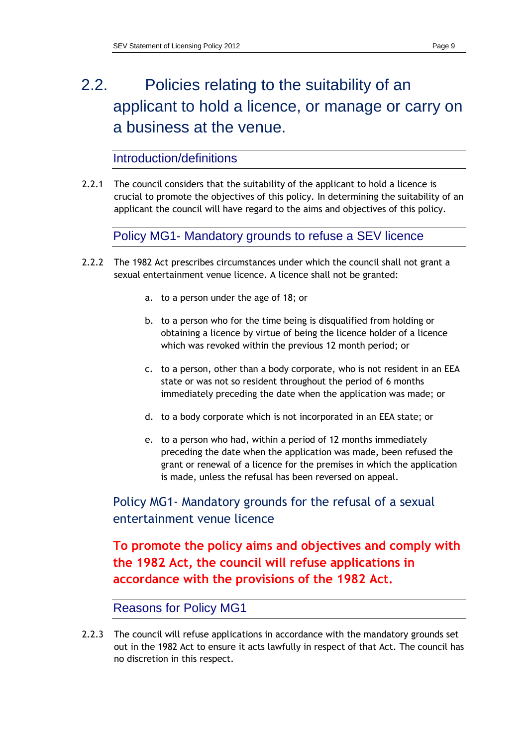## 2.2. Policies relating to the suitability of an applicant to hold a licence, or manage or carry on a business at the venue.

### Introduction/definitions

2.2.1 The council considers that the suitability of the applicant to hold a licence is crucial to promote the objectives of this policy. In determining the suitability of an applicant the council will have regard to the aims and objectives of this policy.

### Policy MG1- Mandatory grounds to refuse a SEV licence

2.2.2 The 1982 Act prescribes circumstances under which the council shall not grant a sexual entertainment venue licence. A licence shall not be granted:

a. to a person under the age of 18; or

b. to a person who for the time being is disqualified from holding or obtaining a licence by virtue of being the licence holder of a licence which was revoked within the previous 12 month period; or

c. to a person, other than a body corporate, who is not resident in an EEA state or was not so resident throughout the period of 6 months immediately preceding the date when the application was made; or

d. to a body corporate which is not incorporated in an EEA state; or

e. to a person who had, within a period of 12 months immediately preceding the date when the application was made, been refused the grant or renewal of a licence for the premises in which the application is made, unless the refusal has been reversed on appeal.

### Policy MG1- Mandatory grounds for the refusal of a sexual entertainment venue licence

**To promote the policy aims and objectives and comply with the 1982 Act, the council will refuse applications in accordance with the provisions of the 1982 Act.**

### Reasons for Policy MG1

2.2.3 The council will refuse applications in accordance with the mandatory grounds set out in the 1982 Act to ensure it acts lawfully in respect of that Act. The council has no discretion in this respect.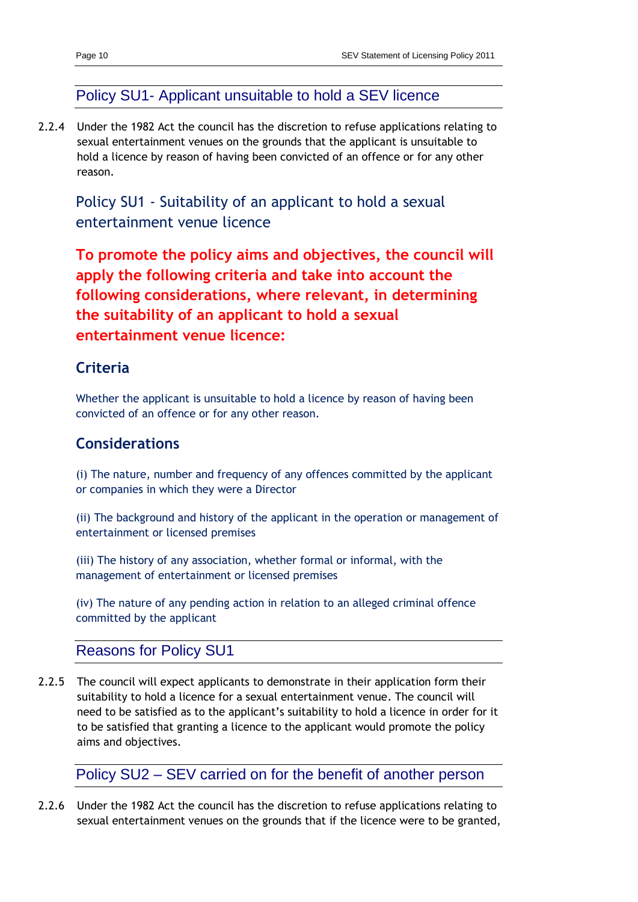## Policy SU1- Applicant unsuitable to hold a SEV licence

2.2.4 Under the 1982 Act the council has the discretion to refuse applications relating to sexual entertainment venues on the grounds that the applicant is unsuitable to hold a licence by reason of having been convicted of an offence or for any other reason.

### Policy SU1 - Suitability of an applicant to hold a sexual entertainment venue licence

**To promote the policy aims and objectives, the council will apply the following criteria and take into account the following considerations, where relevant, in determining the suitability of an applicant to hold a sexual entertainment venue licence:**

#### Criteria

Whether the applicant is unsuitable to hold a licence by reason of having been convicted of an offence or for any other reason.

#### Considerations

(i) The nature, number and frequency of any offences committed by the applicant or companies in which they were a Director

(ii) The background and history of the applicant in the operation or management of entertainment or licensed premises

(iii) The history of any association, whether formal or informal, with the management of entertainment or licensed premises

(iv) The nature of any pending action in relation to an alleged criminal offence committed by the applicant

## Reasons for Policy SU1

2.2.5 The council will expect applicants to demonstrate in their application form their suitability to hold a licence for a sexual entertainment venue. The council will need to be satisfied as to the applicant's suitability to hold a licence in order for it to be satisfied that granting a licence to the applicant would promote the policy aims and objectives.

## Policy SU2 – SEV carried on for the benefit of another person

2.2.6 Under the 1982 Act the council has the discretion to refuse applications relating to sexual entertainment venues on the grounds that if the licence were to be granted,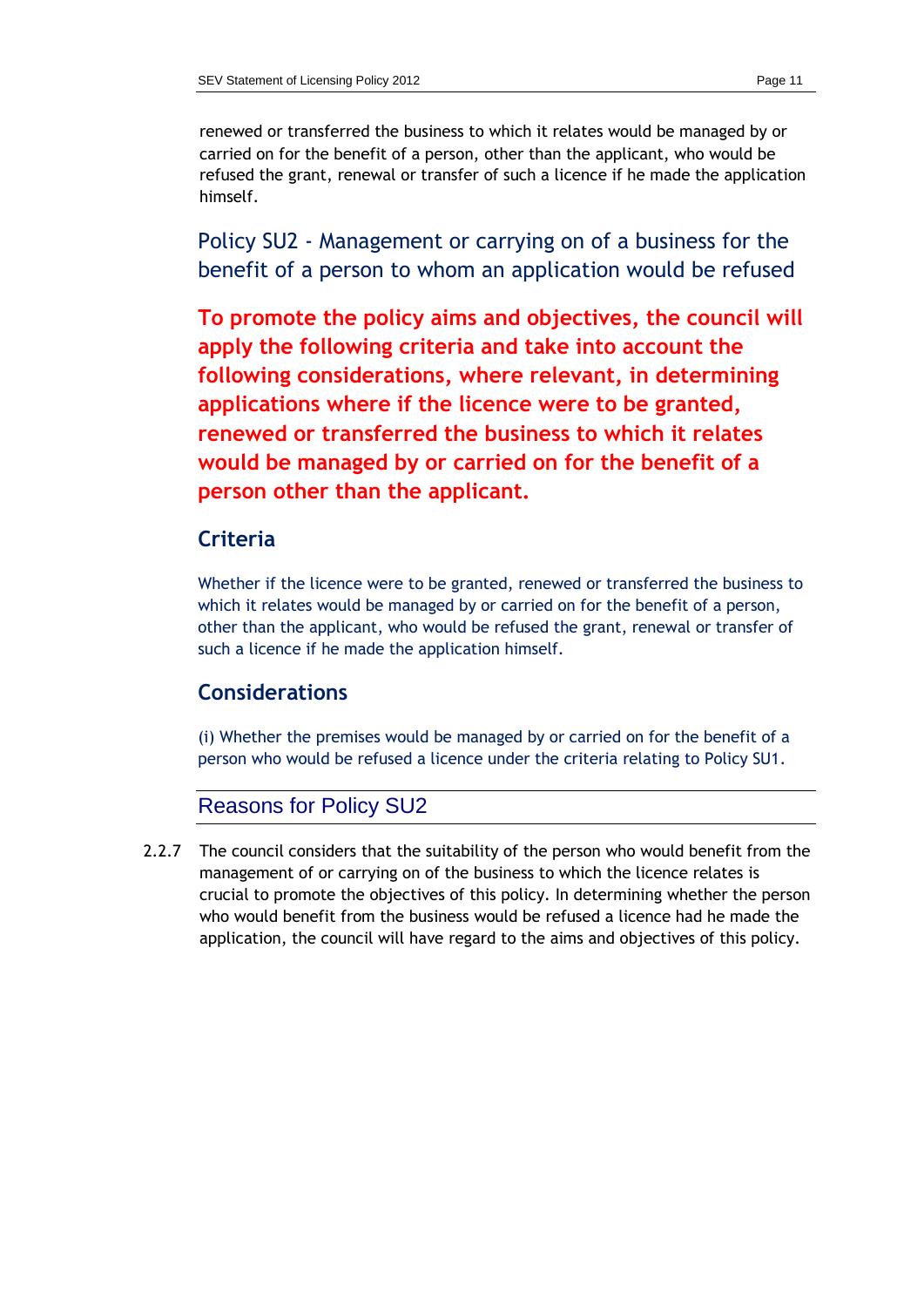renewed or transferred the business to which it relates would be managed by or carried on for the benefit of a person, other than the applicant, who would be refused the grant, renewal or transfer of such a licence if he made the application himself.

## Policy SU2 - Management or carrying on of a business for the benefit of a person to whom an application would be refused

**To promote the policy aims and objectives, the council will apply the following criteria and take into account the following considerations, where relevant, in determining applications where if the licence were to be granted, renewed or transferred the business to which it relates would be managed by or carried on for the benefit of a person other than the applicant.**

### Criteria

Whether if the licence were to be granted, renewed or transferred the business to which it relates would be managed by or carried on for the benefit of a person, other than the applicant, who would be refused the grant, renewal or transfer of such a licence if he made the application himself.

### Considerations

(i) Whether the premises would be managed by or carried on for the benefit of a person who would be refused a licence under the criteria relating to Policy SU1.

### Reasons for Policy SU2

2.2.7 The council considers that the suitability of the person who would benefit from the management of or carrying on of the business to which the licence relates is crucial to promote the objectives of this policy. In determining whether the person who would benefit from the business would be refused a licence had he made the application, the council will have regard to the aims and objectives of this policy.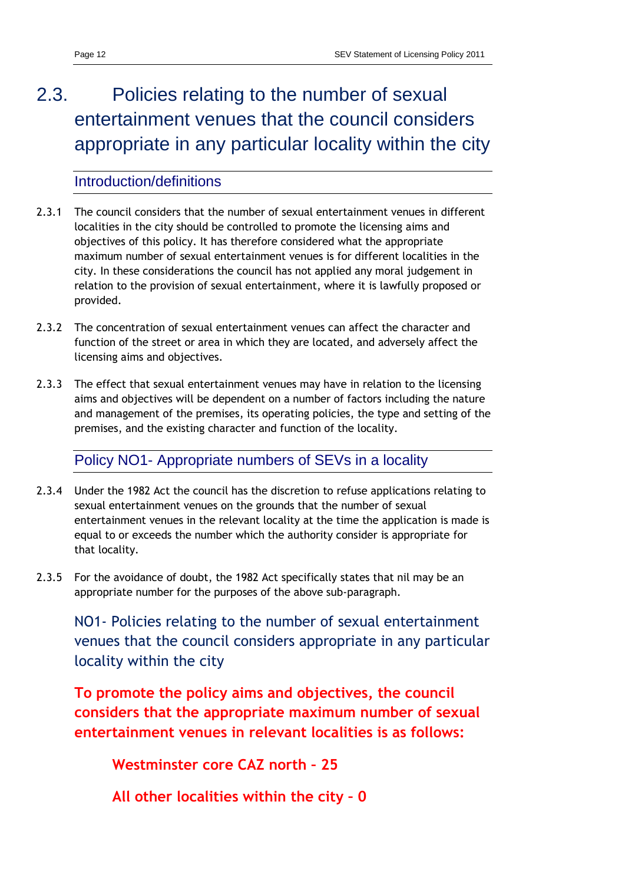## 2.3. Policies relating to the number of sexual entertainment venues that the council considers appropriate in any particular locality within the city

### Introduction/definitions

2.3.1 The council considers that the number of sexual entertainment venues in different localities in the city should be controlled to promote the licensing aims and objectives of this policy. It has therefore considered what the appropriate maximum number of sexual entertainment venues is for different localities in the city. In these considerations the council has not applied any moral judgement in relation to the provision of sexual entertainment, where it is lawfully proposed or provided.

2.3.2 The concentration of sexual entertainment venues can affect the character and function of the street or area in which they are located, and adversely affect the licensing aims and objectives.

2.3.3 The effect that sexual entertainment venues may have in relation to the licensing aims and objectives will be dependent on a number of factors including the nature and management of the premises, its operating policies, the type and setting of the premises, and the existing character and function of the locality.

### Policy NO1- Appropriate numbers of SEVs in a locality

2.3.4 Under the 1982 Act the council has the discretion to refuse applications relating to sexual entertainment venues on the grounds that the number of sexual entertainment venues in the relevant locality at the time the application is made is equal to or exceeds the number which the authority consider is appropriate for that locality.

2.3.5 For the avoidance of doubt, the 1982 Act specifically states that nil may be an appropriate number for the purposes of the above sub-paragraph.

NO1- Policies relating to the number of sexual entertainment venues that the council considers appropriate in any particular locality within the city

**To promote the policy aims and objectives, the council considers that the appropriate maximum number of sexual entertainment venues in relevant localities is as follows:**

**Westminster core CAZ north – 25**

**All other localities within the city – 0**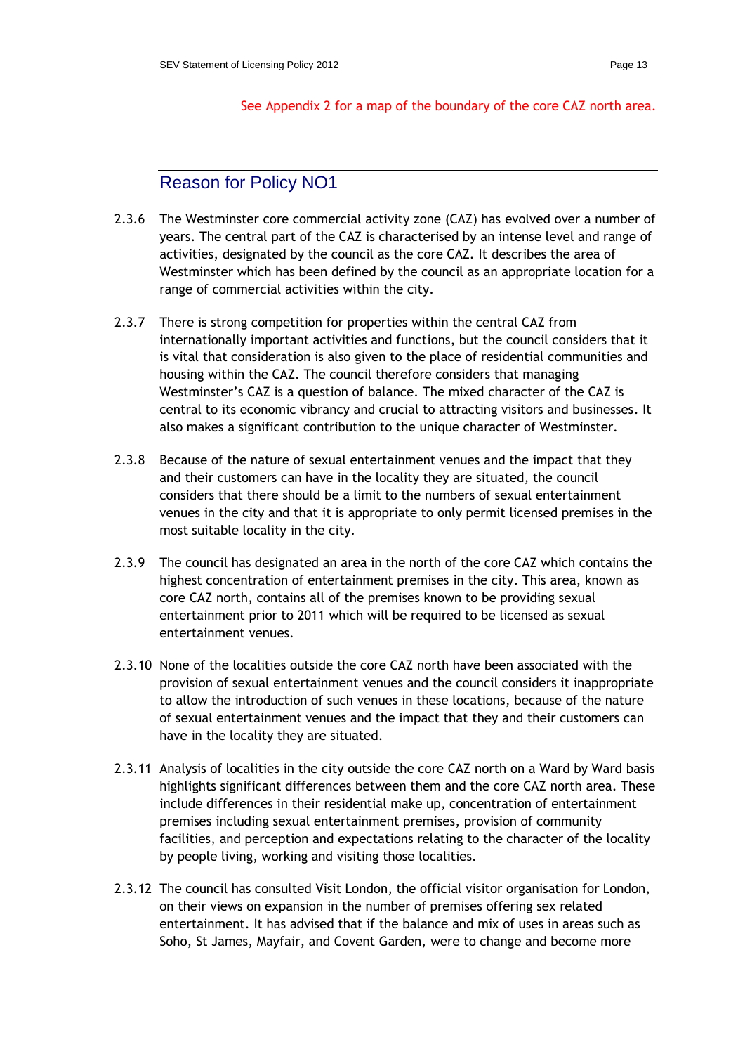See Appendix 2 for a map of the boundary of the core CAZ north area.

## Reason for Policy NO1

2.3.6 The Westminster core commercial activity zone (CAZ) has evolved over a number of years. The central part of the CAZ is characterised by an intense level and range of activities, designated by the council as the core CAZ. It describes the area of Westminster which has been defined by the council as an appropriate location for a range of commercial activities within the city.

2.3.7 There is strong competition for properties within the central CAZ from internationally important activities and functions, but the council considers that it is vital that consideration is also given to the place of residential communities and housing within the CAZ. The council therefore considers that managing Westminster's CAZ is a question of balance. The mixed character of the CAZ is central to its economic vibrancy and crucial to attracting visitors and businesses. It also makes a significant contribution to the unique character of Westminster.

2.3.8 Because of the nature of sexual entertainment venues and the impact that they and their customers can have in the locality they are situated, the council considers that there should be a limit to the numbers of sexual entertainment venues in the city and that it is appropriate to only permit licensed premises in the most suitable locality in the city.

2.3.9 The council has designated an area in the north of the core CAZ which contains the highest concentration of entertainment premises in the city. This area, known as core CAZ north, contains all of the premises known to be providing sexual entertainment prior to 2011 which will be required to be licensed as sexual entertainment venues.

2.3.10 None of the localities outside the core CAZ north have been associated with the provision of sexual entertainment venues and the council considers it inappropriate to allow the introduction of such venues in these locations, because of the nature of sexual entertainment venues and the impact that they and their customers can have in the locality they are situated.

2.3.11 Analysis of localities in the city outside the core CAZ north on a Ward by Ward basis highlights significant differences between them and the core CAZ north area. These include differences in their residential make up, concentration of entertainment premises including sexual entertainment premises, provision of community facilities, and perception and expectations relating to the character of the locality by people living, working and visiting those localities.

2.3.12 The council has consulted Visit London, the official visitor organisation for London, on their views on expansion in the number of premises offering sex related entertainment. It has advised that if the balance and mix of uses in areas such as Soho, St James, Mayfair, and Covent Garden, were to change and become more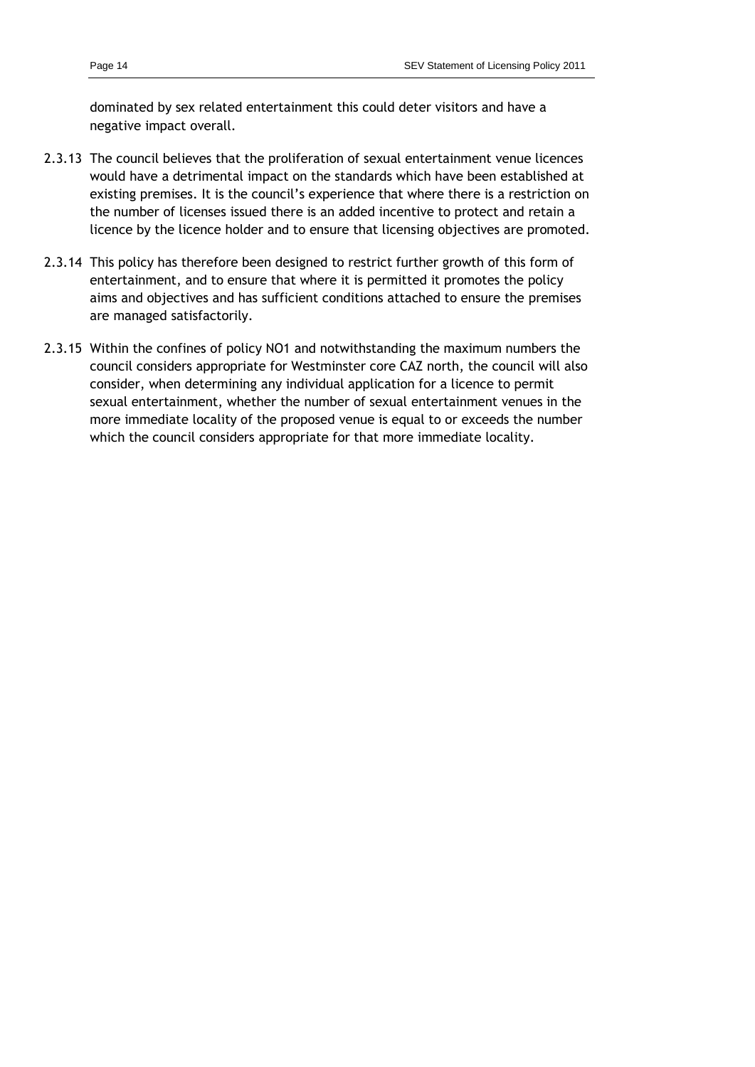dominated by sex related entertainment this could deter visitors and have a negative impact overall.

2.3.13 The council believes that the proliferation of sexual entertainment venue licences would have a detrimental impact on the standards which have been established at existing premises. It is the council's experience that where there is a restriction on the number of licenses issued there is an added incentive to protect and retain a licence by the licence holder and to ensure that licensing objectives are promoted.

2.3.14 This policy has therefore been designed to restrict further growth of this form of entertainment, and to ensure that where it is permitted it promotes the policy aims and objectives and has sufficient conditions attached to ensure the premises are managed satisfactorily.

2.3.15 Within the confines of policy NO1 and notwithstanding the maximum numbers the council considers appropriate for Westminster core CAZ north, the council will also consider, when determining any individual application for a licence to permit sexual entertainment, whether the number of sexual entertainment venues in the more immediate locality of the proposed venue is equal to or exceeds the number which the council considers appropriate for that more immediate locality.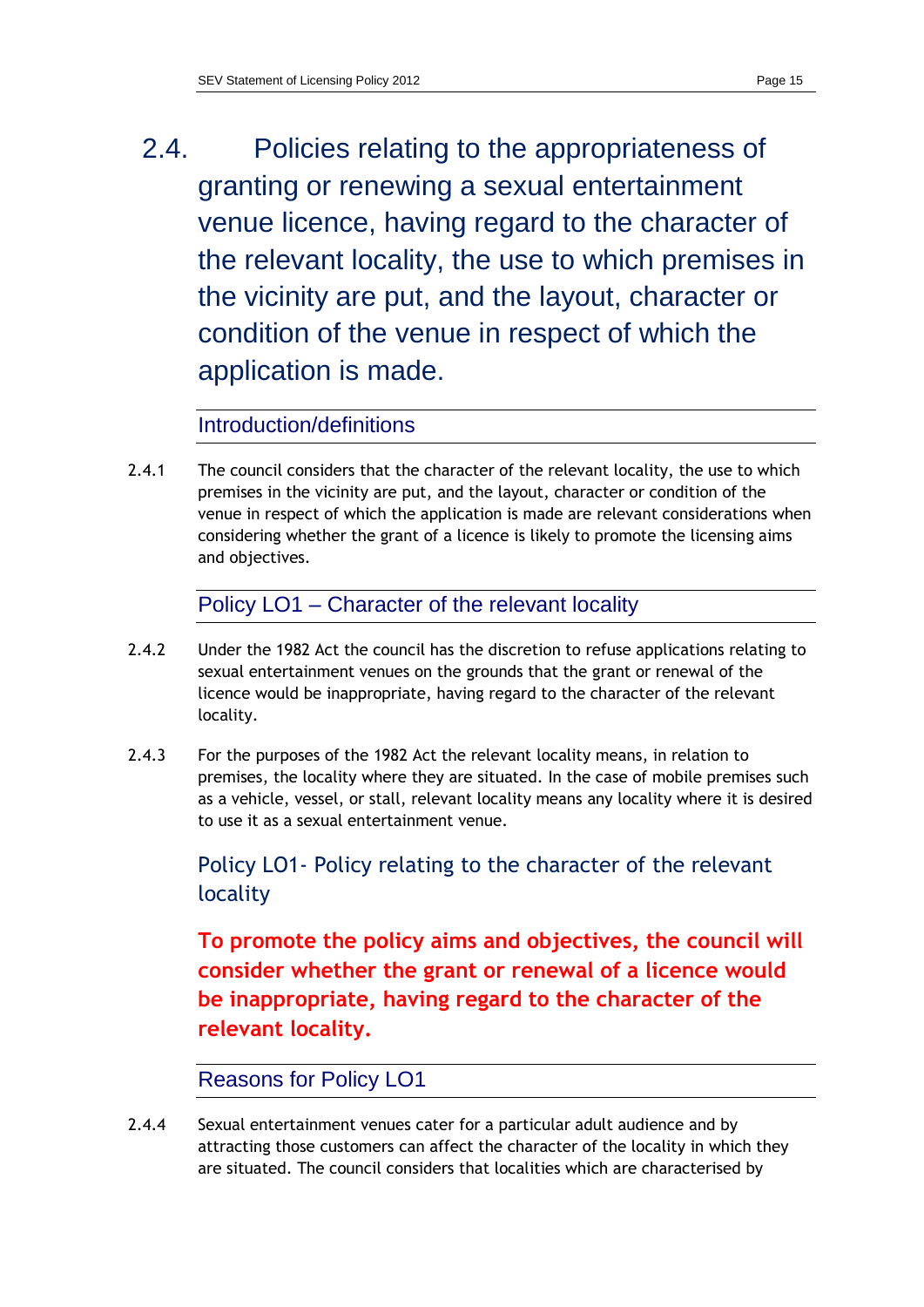## 2.4. Policies relating to the appropriateness of granting or renewing a sexual entertainment venue licence, having regard to the character of the relevant locality, the use to which premises in the vicinity are put, and the layout, character or condition of the venue in respect of which the application is made.

### Introduction/definitions

2.4.1 The council considers that the character of the relevant locality, the use to which premises in the vicinity are put, and the layout, character or condition of the venue in respect of which the application is made are relevant considerations when considering whether the grant of a licence is likely to promote the licensing aims and objectives.

### Policy LO1 – Character of the relevant locality

2.4.2 Under the 1982 Act the council has the discretion to refuse applications relating to sexual entertainment venues on the grounds that the grant or renewal of the licence would be inappropriate, having regard to the character of the relevant locality.

2.4.3 For the purposes of the 1982 Act the relevant locality means, in relation to premises, the locality where they are situated. In the case of mobile premises such as a vehicle, vessel, or stall, relevant locality means any locality where it is desired to use it as a sexual entertainment venue.

### Policy LO1- Policy relating to the character of the relevant locality

**To promote the policy aims and objectives, the council will consider whether the grant or renewal of a licence would be inappropriate, having regard to the character of the relevant locality.**

### Reasons for Policy LO1

2.4.4 Sexual entertainment venues cater for a particular adult audience and by attracting those customers can affect the character of the locality in which they are situated. The council considers that localities which are characterised by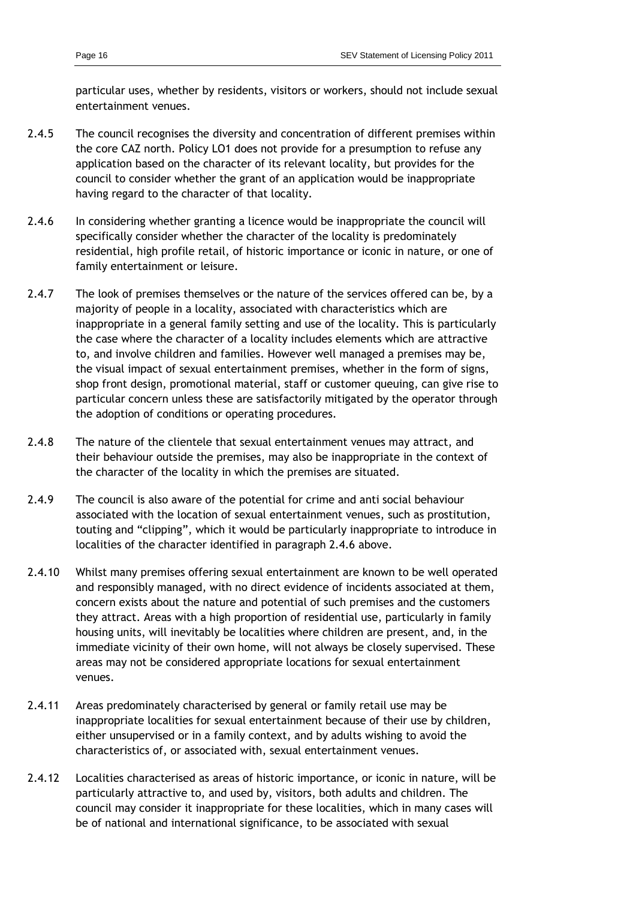particular uses, whether by residents, visitors or workers, should not include sexual entertainment venues.

2.4.5 The council recognises the diversity and concentration of different premises within the core CAZ north. Policy LO1 does not provide for a presumption to refuse any application based on the character of its relevant locality, but provides for the council to consider whether the grant of an application would be inappropriate having regard to the character of that locality.

2.4.6 In considering whether granting a licence would be inappropriate the council will specifically consider whether the character of the locality is predominately residential, high profile retail, of historic importance or iconic in nature, or one of family entertainment or leisure.

2.4.7 The look of premises themselves or the nature of the services offered can be, by a majority of people in a locality, associated with characteristics which are inappropriate in a general family setting and use of the locality. This is particularly the case where the character of a locality includes elements which are attractive to, and involve children and families. However well managed a premises may be, the visual impact of sexual entertainment premises, whether in the form of signs, shop front design, promotional material, staff or customer queuing, can give rise to particular concern unless these are satisfactorily mitigated by the operator through the adoption of conditions or operating procedures.

2.4.8 The nature of the clientele that sexual entertainment venues may attract, and their behaviour outside the premises, may also be inappropriate in the context of the character of the locality in which the premises are situated.

2.4.9 The council is also aware of the potential for crime and anti social behaviour associated with the location of sexual entertainment venues, such as prostitution, touting and "clipping", which it would be particularly inappropriate to introduce in localities of the character identified in paragraph 2.4.6 above.

2.4.10 Whilst many premises offering sexual entertainment are known to be well operated and responsibly managed, with no direct evidence of incidents associated at them, concern exists about the nature and potential of such premises and the customers they attract. Areas with a high proportion of residential use, particularly in family housing units, will inevitably be localities where children are present, and, in the immediate vicinity of their own home, will not always be closely supervised. These areas may not be considered appropriate locations for sexual entertainment venues.

2.4.11 Areas predominately characterised by general or family retail use may be inappropriate localities for sexual entertainment because of their use by children, either unsupervised or in a family context, and by adults wishing to avoid the characteristics of, or associated with, sexual entertainment venues.

2.4.12 Localities characterised as areas of historic importance, or iconic in nature, will be particularly attractive to, and used by, visitors, both adults and children. The council may consider it inappropriate for these localities, which in many cases will be of national and international significance, to be associated with sexual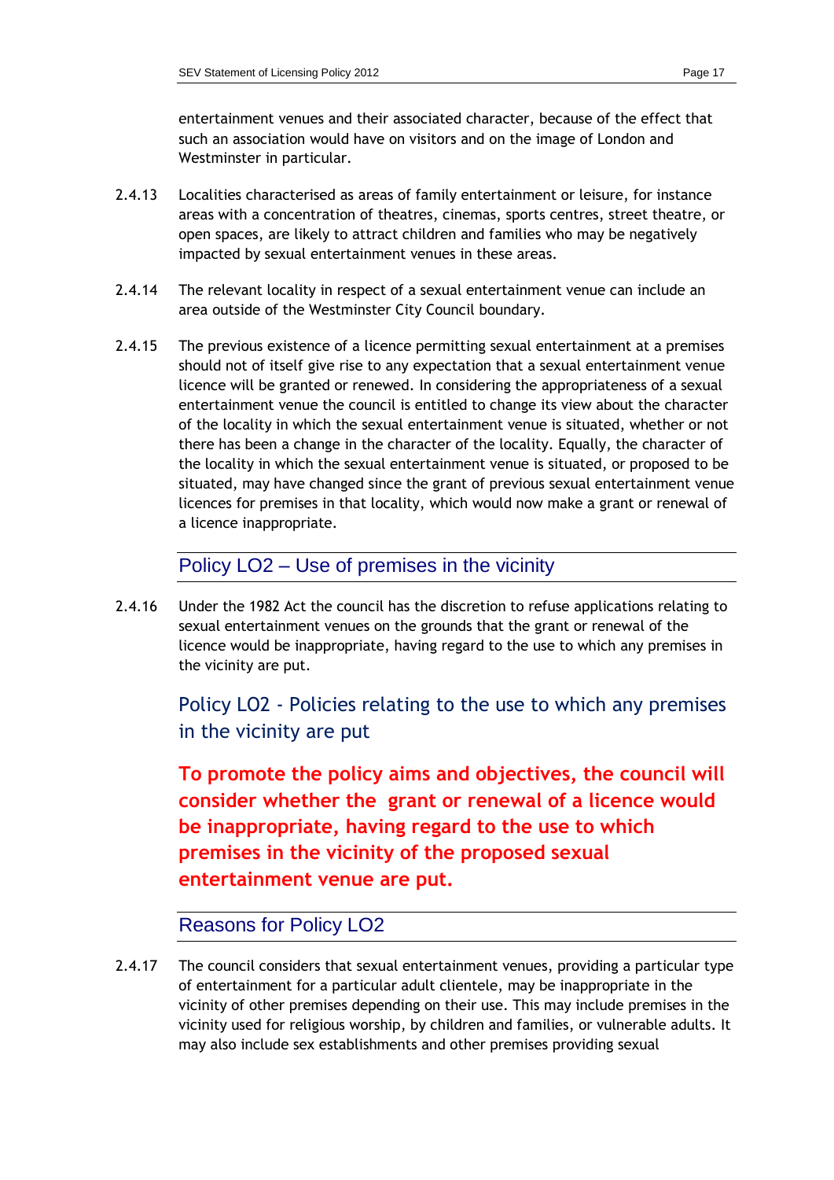entertainment venues and their associated character, because of the effect that such an association would have on visitors and on the image of London and Westminster in particular.

2.4.13 Localities characterised as areas of family entertainment or leisure, for instance areas with a concentration of theatres, cinemas, sports centres, street theatre, or open spaces, are likely to attract children and families who may be negatively impacted by sexual entertainment venues in these areas.

2.4.14 The relevant locality in respect of a sexual entertainment venue can include an area outside of the Westminster City Council boundary.

2.4.15 The previous existence of a licence permitting sexual entertainment at a premises should not of itself give rise to any expectation that a sexual entertainment venue licence will be granted or renewed. In considering the appropriateness of a sexual entertainment venue the council is entitled to change its view about the character of the locality in which the sexual entertainment venue is situated, whether or not there has been a change in the character of the locality. Equally, the character of the locality in which the sexual entertainment venue is situated, or proposed to be situated, may have changed since the grant of previous sexual entertainment venue licences for premises in that locality, which would now make a grant or renewal of a licence inappropriate.

## Policy LO2 – Use of premises in the vicinity

2.4.16 Under the 1982 Act the council has the discretion to refuse applications relating to sexual entertainment venues on the grounds that the grant or renewal of the licence would be inappropriate, having regard to the use to which any premises in the vicinity are put.

### Policy LO2 - Policies relating to the use to which any premises in the vicinity are put

**To promote the policy aims and objectives, the council will consider whether the grant or renewal of a licence would be inappropriate, having regard to the use to which premises in the vicinity of the proposed sexual entertainment venue are put.**

## Reasons for Policy LO2

2.4.17 The council considers that sexual entertainment venues, providing a particular type of entertainment for a particular adult clientele, may be inappropriate in the vicinity of other premises depending on their use. This may include premises in the vicinity used for religious worship, by children and families, or vulnerable adults. It may also include sex establishments and other premises providing sexual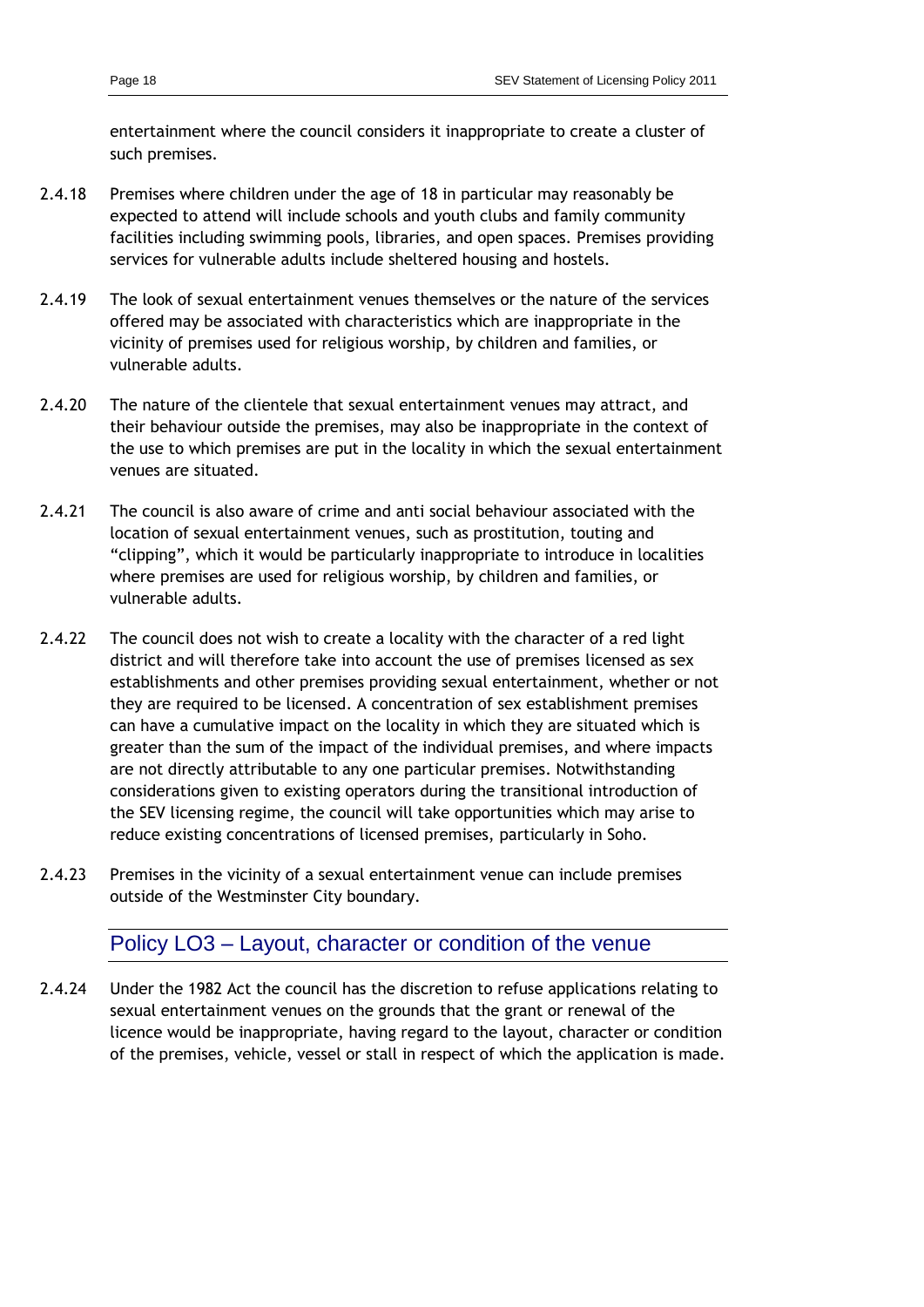entertainment where the council considers it inappropriate to create a cluster of such premises.

2.4.18 Premises where children under the age of 18 in particular may reasonably be expected to attend will include schools and youth clubs and family community facilities including swimming pools, libraries, and open spaces. Premises providing services for vulnerable adults include sheltered housing and hostels.

2.4.19 The look of sexual entertainment venues themselves or the nature of the services offered may be associated with characteristics which are inappropriate in the vicinity of premises used for religious worship, by children and families, or vulnerable adults.

2.4.20 The nature of the clientele that sexual entertainment venues may attract, and their behaviour outside the premises, may also be inappropriate in the context of the use to which premises are put in the locality in which the sexual entertainment venues are situated.

2.4.21 The council is also aware of crime and anti social behaviour associated with the location of sexual entertainment venues, such as prostitution, touting and "clipping", which it would be particularly inappropriate to introduce in localities where premises are used for religious worship, by children and families, or vulnerable adults.

2.4.22 The council does not wish to create a locality with the character of a red light district and will therefore take into account the use of premises licensed as sex establishments and other premises providing sexual entertainment, whether or not they are required to be licensed. A concentration of sex establishment premises can have a cumulative impact on the locality in which they are situated which is greater than the sum of the impact of the individual premises, and where impacts are not directly attributable to any one particular premises. Notwithstanding considerations given to existing operators during the transitional introduction of the SEV licensing regime, the council will take opportunities which may arise to reduce existing concentrations of licensed premises, particularly in Soho.

2.4.23 Premises in the vicinity of a sexual entertainment venue can include premises outside of the Westminster City boundary.

## Policy LO3 – Layout, character or condition of the venue

2.4.24 Under the 1982 Act the council has the discretion to refuse applications relating to sexual entertainment venues on the grounds that the grant or renewal of the licence would be inappropriate, having regard to the layout, character or condition of the premises, vehicle, vessel or stall in respect of which the application is made.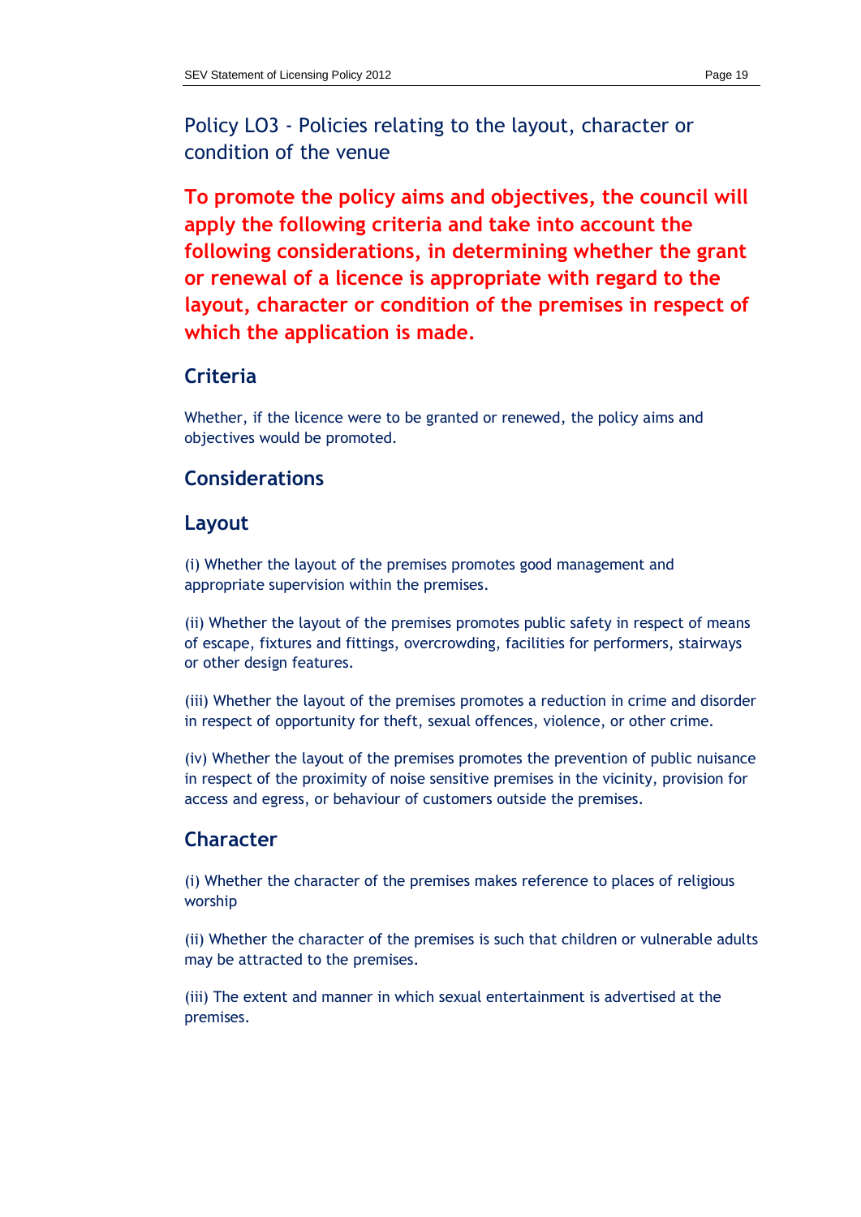## Policy LO3 - Policies relating to the layout, character or condition of the venue

**To promote the policy aims and objectives, the council will apply the following criteria and take into account the following considerations, in determining whether the grant or renewal of a licence is appropriate with regard to the layout, character or condition of the premises in respect of which the application is made.**

### Criteria

Whether, if the licence were to be granted or renewed, the policy aims and objectives would be promoted.

### Considerations

### Layout

(i) Whether the layout of the premises promotes good management and appropriate supervision within the premises.

(ii) Whether the layout of the premises promotes public safety in respect of means of escape, fixtures and fittings, overcrowding, facilities for performers, stairways or other design features.

(iii) Whether the layout of the premises promotes a reduction in crime and disorder in respect of opportunity for theft, sexual offences, violence, or other crime.

(iv) Whether the layout of the premises promotes the prevention of public nuisance in respect of the proximity of noise sensitive premises in the vicinity, provision for access and egress, or behaviour of customers outside the premises.

### Character

(i) Whether the character of the premises makes reference to places of religious worship

(ii) Whether the character of the premises is such that children or vulnerable adults may be attracted to the premises.

(iii) The extent and manner in which sexual entertainment is advertised at the premises.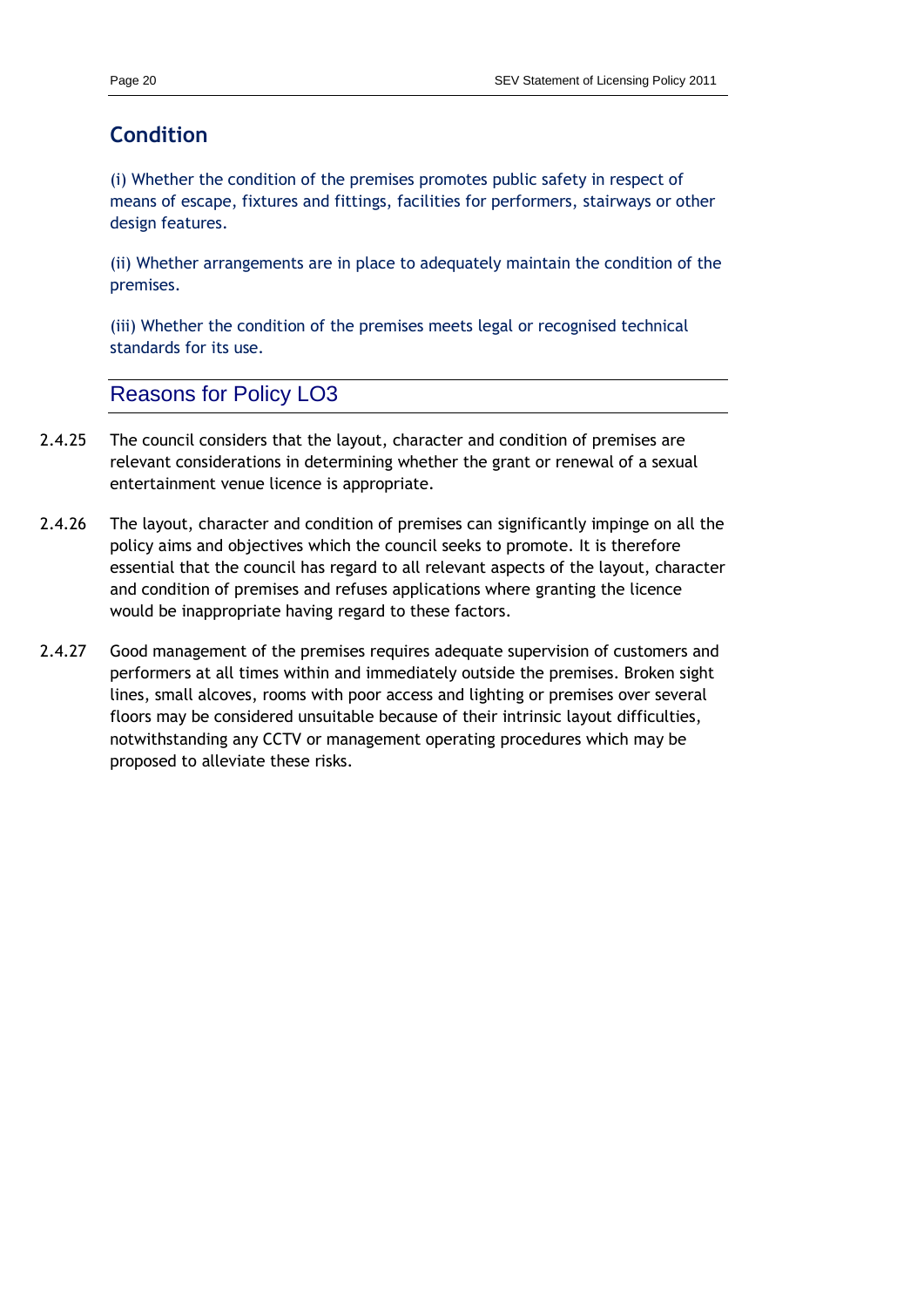## Condition

(i) Whether the condition of the premises promotes public safety in respect of means of escape, fixtures and fittings, facilities for performers, stairways or other design features.

(ii) Whether arrangements are in place to adequately maintain the condition of the premises.

(iii) Whether the condition of the premises meets legal or recognised technical standards for its use.

## Reasons for Policy LO3

2.4.25 The council considers that the layout, character and condition of premises are relevant considerations in determining whether the grant or renewal of a sexual entertainment venue licence is appropriate.

2.4.26 The layout, character and condition of premises can significantly impinge on all the policy aims and objectives which the council seeks to promote. It is therefore essential that the council has regard to all relevant aspects of the layout, character and condition of premises and refuses applications where granting the licence would be inappropriate having regard to these factors.

2.4.27 Good management of the premises requires adequate supervision of customers and performers at all times within and immediately outside the premises. Broken sight lines, small alcoves, rooms with poor access and lighting or premises over several floors may be considered unsuitable because of their intrinsic layout difficulties, notwithstanding any CCTV or management operating procedures which may be proposed to alleviate these risks.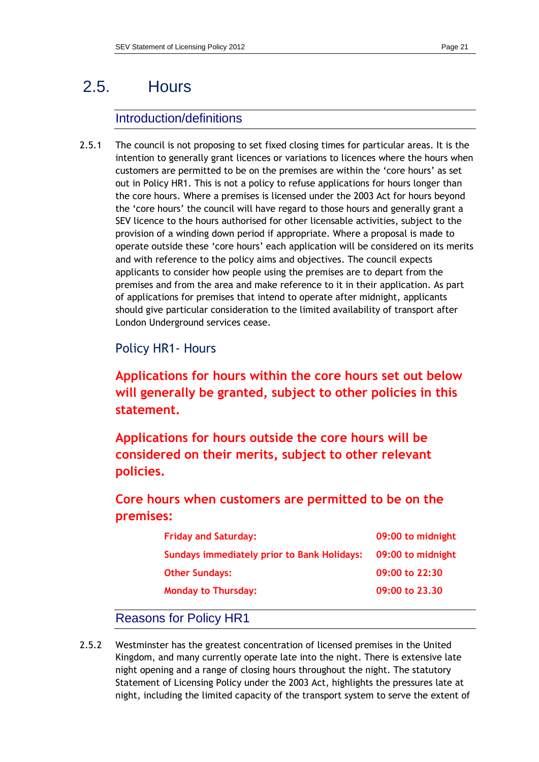## 2.5. Hours

### Introduction/definitions

2.5.1 The council is not proposing to set fixed closing times for particular areas. It is the intention to generally grant licences or variations to licences where the hours when customers are permitted to be on the premises are within the 'core hours' as set out in Policy HR1. This is not a policy to refuse applications for hours longer than the core hours. Where a premises is licensed under the 2003 Act for hours beyond the 'core hours' the council will have regard to those hours and generally grant a SEV licence to the hours authorised for other licensable activities, subject to the provision of a winding down period if appropriate. Where a proposal is made to operate outside these 'core hours' each application will be considered on its merits and with reference to the policy aims and objectives. The council expects applicants to consider how people using the premises are to depart from the premises and from the area and make reference to it in their application. As part of applications for premises that intend to operate after midnight, applicants should give particular consideration to the limited availability of transport after London Underground services cease.

### Policy HR1- Hours

**Applications for hours within the core hours set out below will generally be granted, subject to other policies in this statement.**

**Applications for hours outside the core hours will be considered on their merits, subject to other relevant policies.**

**Core hours when customers are permitted to be on the premises:**

| | |
|---|---|
| **Friday and Saturday:** | **09:00 to midnight** |
| **Sundays immediately prior to Bank Holidays:** | **09:00 to midnight** |
| **Other Sundays:** | **09:00 to 22:30** |
| **Monday to Thursday:** | **09:00 to 23.30** |

### Reasons for Policy HR1

2.5.2 Westminster has the greatest concentration of licensed premises in the United Kingdom, and many currently operate late into the night. There is extensive late night opening and a range of closing hours throughout the night. The statutory Statement of Licensing Policy under the 2003 Act, highlights the pressures late at night, including the limited capacity of the transport system to serve the extent of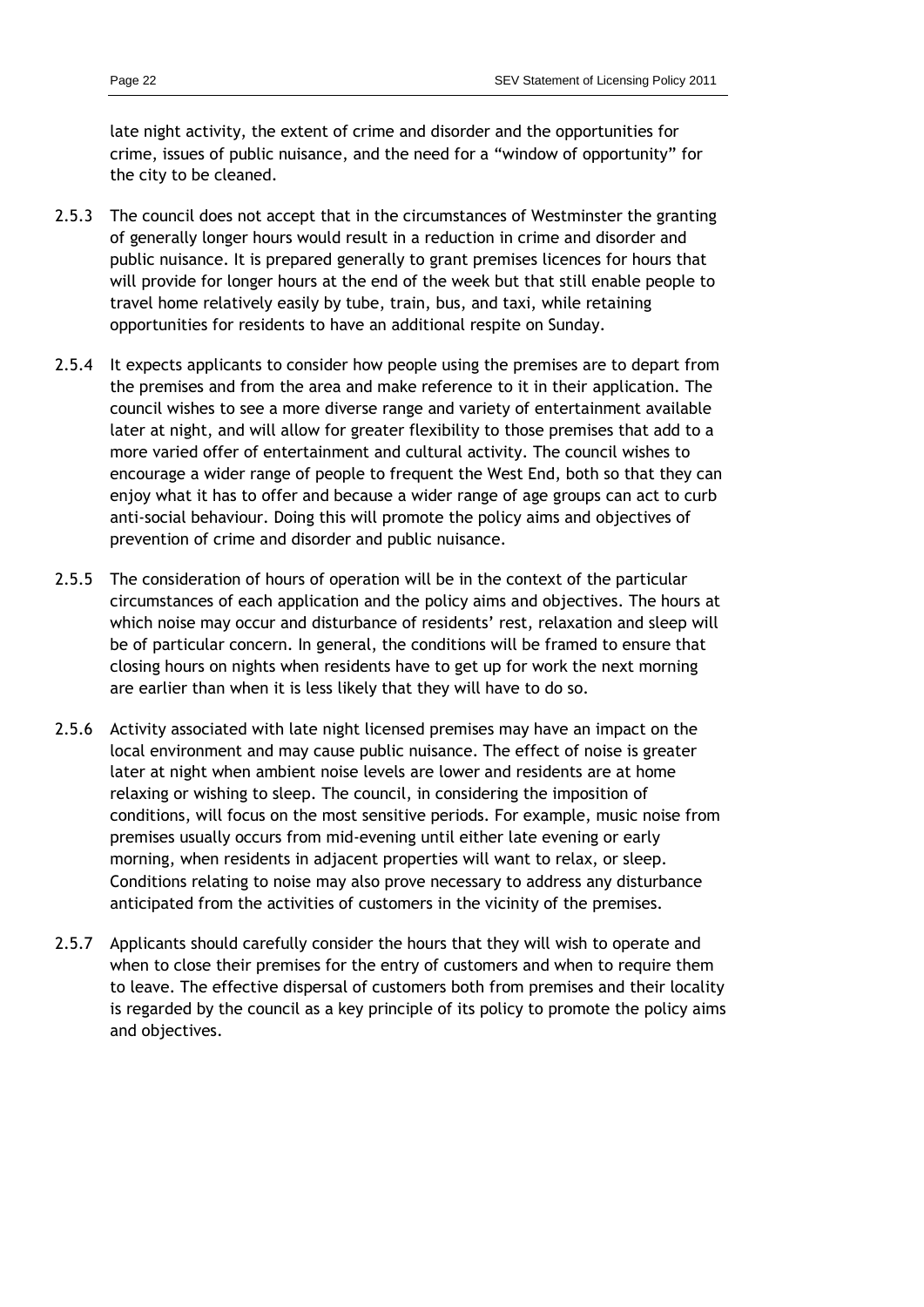late night activity, the extent of crime and disorder and the opportunities for crime, issues of public nuisance, and the need for a "window of opportunity" for the city to be cleaned.

2.5.3 The council does not accept that in the circumstances of Westminster the granting of generally longer hours would result in a reduction in crime and disorder and public nuisance. It is prepared generally to grant premises licences for hours that will provide for longer hours at the end of the week but that still enable people to travel home relatively easily by tube, train, bus, and taxi, while retaining opportunities for residents to have an additional respite on Sunday.

2.5.4 It expects applicants to consider how people using the premises are to depart from the premises and from the area and make reference to it in their application. The council wishes to see a more diverse range and variety of entertainment available later at night, and will allow for greater flexibility to those premises that add to a more varied offer of entertainment and cultural activity. The council wishes to encourage a wider range of people to frequent the West End, both so that they can enjoy what it has to offer and because a wider range of age groups can act to curb anti-social behaviour. Doing this will promote the policy aims and objectives of prevention of crime and disorder and public nuisance.

2.5.5 The consideration of hours of operation will be in the context of the particular circumstances of each application and the policy aims and objectives. The hours at which noise may occur and disturbance of residents' rest, relaxation and sleep will be of particular concern. In general, the conditions will be framed to ensure that closing hours on nights when residents have to get up for work the next morning are earlier than when it is less likely that they will have to do so.

2.5.6 Activity associated with late night licensed premises may have an impact on the local environment and may cause public nuisance. The effect of noise is greater later at night when ambient noise levels are lower and residents are at home relaxing or wishing to sleep. The council, in considering the imposition of conditions, will focus on the most sensitive periods. For example, music noise from premises usually occurs from mid-evening until either late evening or early morning, when residents in adjacent properties will want to relax, or sleep. Conditions relating to noise may also prove necessary to address any disturbance anticipated from the activities of customers in the vicinity of the premises.

2.5.7 Applicants should carefully consider the hours that they will wish to operate and when to close their premises for the entry of customers and when to require them to leave. The effective dispersal of customers both from premises and their locality is regarded by the council as a key principle of its policy to promote the policy aims and objectives.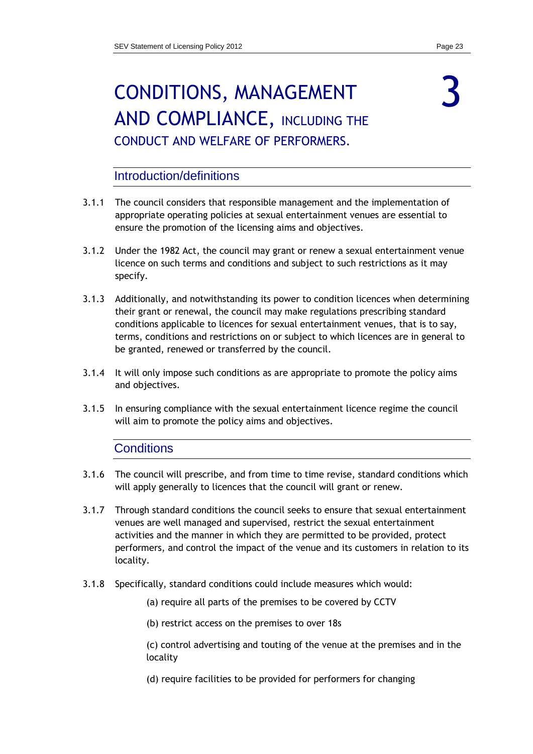# 3 CONDITIONS, MANAGEMENT AND COMPLIANCE, INCLUDING THE CONDUCT AND WELFARE OF PERFORMERS.

## Introduction/definitions

3.1.1 The council considers that responsible management and the implementation of appropriate operating policies at sexual entertainment venues are essential to ensure the promotion of the licensing aims and objectives.

3.1.2 Under the 1982 Act, the council may grant or renew a sexual entertainment venue licence on such terms and conditions and subject to such restrictions as it may specify.

3.1.3 Additionally, and notwithstanding its power to condition licences when determining their grant or renewal, the council may make regulations prescribing standard conditions applicable to licences for sexual entertainment venues, that is to say, terms, conditions and restrictions on or subject to which licences are in general to be granted, renewed or transferred by the council.

3.1.4 It will only impose such conditions as are appropriate to promote the policy aims and objectives.

3.1.5 In ensuring compliance with the sexual entertainment licence regime the council will aim to promote the policy aims and objectives.

## Conditions

3.1.6 The council will prescribe, and from time to time revise, standard conditions which will apply generally to licences that the council will grant or renew.

3.1.7 Through standard conditions the council seeks to ensure that sexual entertainment venues are well managed and supervised, restrict the sexual entertainment activities and the manner in which they are permitted to be provided, protect performers, and control the impact of the venue and its customers in relation to its locality.

3.1.8 Specifically, standard conditions could include measures which would:

(a) require all parts of the premises to be covered by CCTV

(b) restrict access on the premises to over 18s

(c) control advertising and touting of the venue at the premises and in the locality

(d) require facilities to be provided for performers for changing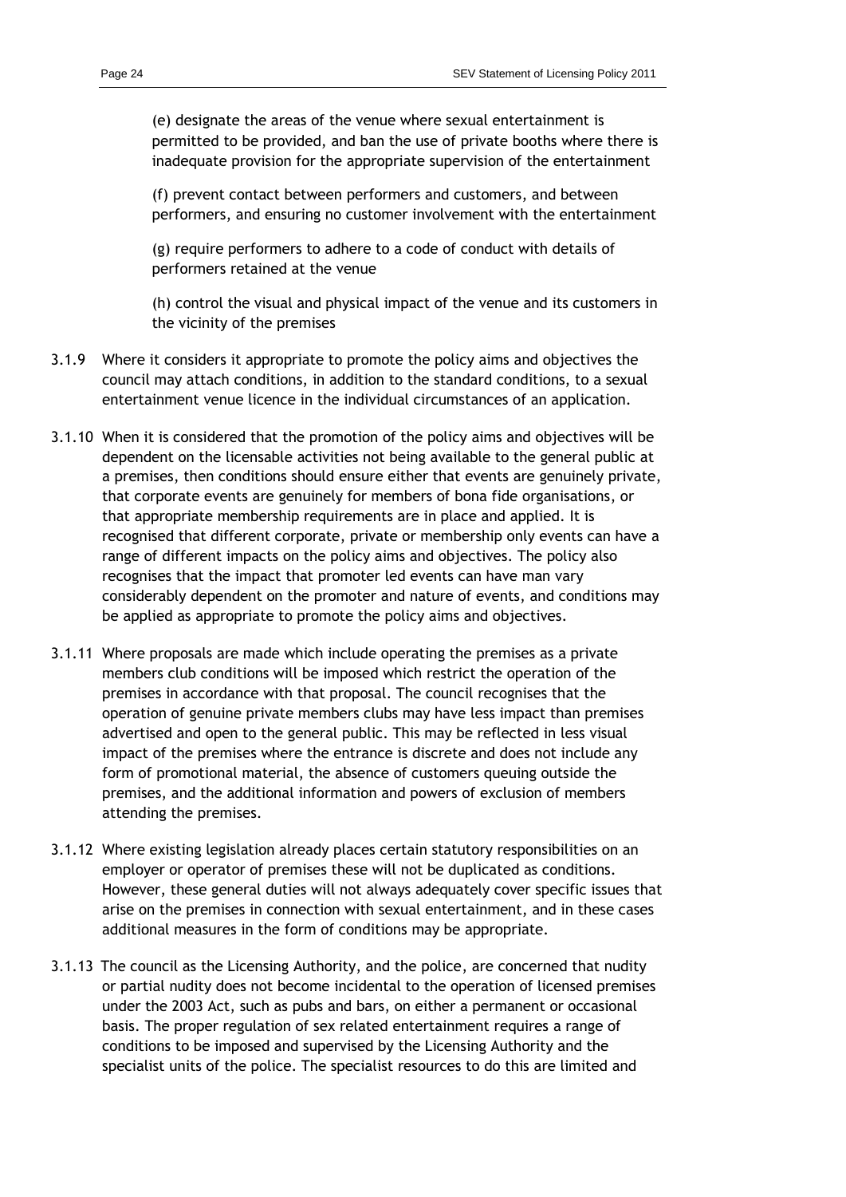(e) designate the areas of the venue where sexual entertainment is permitted to be provided, and ban the use of private booths where there is inadequate provision for the appropriate supervision of the entertainment

(f) prevent contact between performers and customers, and between performers, and ensuring no customer involvement with the entertainment

(g) require performers to adhere to a code of conduct with details of performers retained at the venue

(h) control the visual and physical impact of the venue and its customers in the vicinity of the premises

3.1.9 Where it considers it appropriate to promote the policy aims and objectives the council may attach conditions, in addition to the standard conditions, to a sexual entertainment venue licence in the individual circumstances of an application.

3.1.10 When it is considered that the promotion of the policy aims and objectives will be dependent on the licensable activities not being available to the general public at a premises, then conditions should ensure either that events are genuinely private, that corporate events are genuinely for members of bona fide organisations, or that appropriate membership requirements are in place and applied. It is recognised that different corporate, private or membership only events can have a range of different impacts on the policy aims and objectives. The policy also recognises that the impact that promoter led events can have man vary considerably dependent on the promoter and nature of events, and conditions may be applied as appropriate to promote the policy aims and objectives.

3.1.11 Where proposals are made which include operating the premises as a private members club conditions will be imposed which restrict the operation of the premises in accordance with that proposal. The council recognises that the operation of genuine private members clubs may have less impact than premises advertised and open to the general public. This may be reflected in less visual impact of the premises where the entrance is discrete and does not include any form of promotional material, the absence of customers queuing outside the premises, and the additional information and powers of exclusion of members attending the premises.

3.1.12 Where existing legislation already places certain statutory responsibilities on an employer or operator of premises these will not be duplicated as conditions. However, these general duties will not always adequately cover specific issues that arise on the premises in connection with sexual entertainment, and in these cases additional measures in the form of conditions may be appropriate.

3.1.13 The council as the Licensing Authority, and the police, are concerned that nudity or partial nudity does not become incidental to the operation of licensed premises under the 2003 Act, such as pubs and bars, on either a permanent or occasional basis. The proper regulation of sex related entertainment requires a range of conditions to be imposed and supervised by the Licensing Authority and the specialist units of the police. The specialist resources to do this are limited and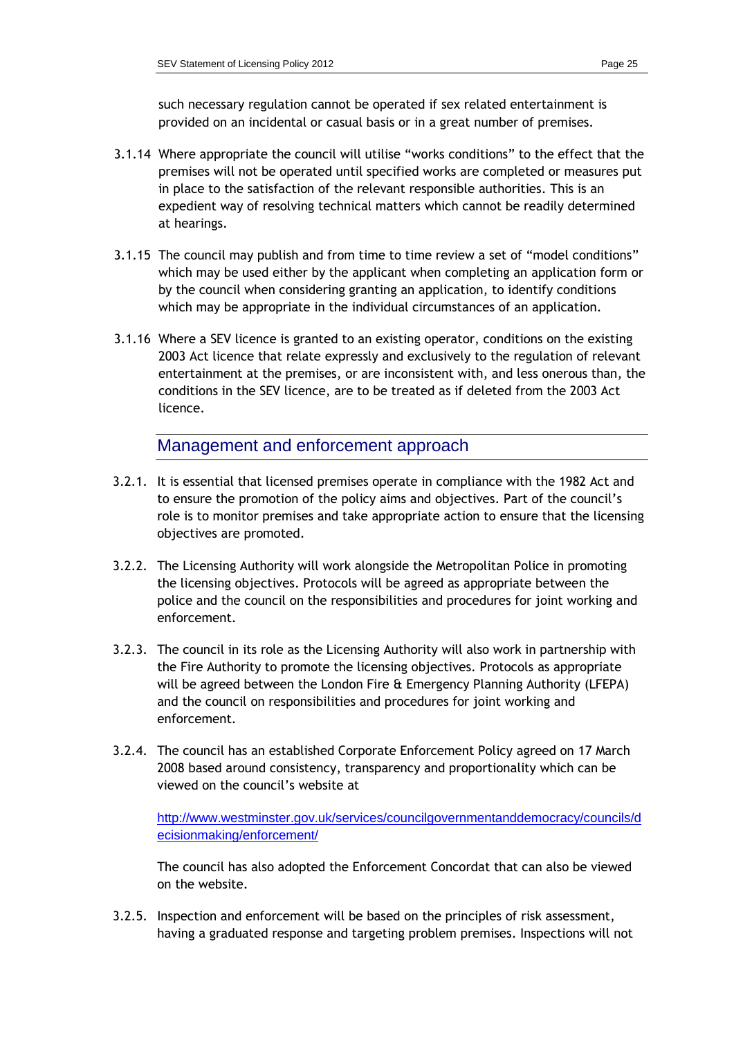such necessary regulation cannot be operated if sex related entertainment is provided on an incidental or casual basis or in a great number of premises.

3.1.14 Where appropriate the council will utilise "works conditions" to the effect that the premises will not be operated until specified works are completed or measures put in place to the satisfaction of the relevant responsible authorities. This is an expedient way of resolving technical matters which cannot be readily determined at hearings.

3.1.15 The council may publish and from time to time review a set of "model conditions" which may be used either by the applicant when completing an application form or by the council when considering granting an application, to identify conditions which may be appropriate in the individual circumstances of an application.

3.1.16 Where a SEV licence is granted to an existing operator, conditions on the existing 2003 Act licence that relate expressly and exclusively to the regulation of relevant entertainment at the premises, or are inconsistent with, and less onerous than, the conditions in the SEV licence, are to be treated as if deleted from the 2003 Act licence.

## Management and enforcement approach

3.2.1. It is essential that licensed premises operate in compliance with the 1982 Act and to ensure the promotion of the policy aims and objectives. Part of the council's role is to monitor premises and take appropriate action to ensure that the licensing objectives are promoted.

3.2.2. The Licensing Authority will work alongside the Metropolitan Police in promoting the licensing objectives. Protocols will be agreed as appropriate between the police and the council on the responsibilities and procedures for joint working and enforcement.

3.2.3. The council in its role as the Licensing Authority will also work in partnership with the Fire Authority to promote the licensing objectives. Protocols as appropriate will be agreed between the London Fire & Emergency Planning Authority (LFEPA) and the council on responsibilities and procedures for joint working and enforcement.

3.2.4. The council has an established Corporate Enforcement Policy agreed on 17 March 2008 based around consistency, transparency and proportionality which can be viewed on the council's website at

[http://www.westminster.gov.uk/services/councilgovernmentanddemocracy/councils/decisionmaking/enforcement/](http://www.westminster.gov.uk/services/councilgovernmentanddemocracy/councils/decisionmaking/enforcement/)

The council has also adopted the Enforcement Concordat that can also be viewed on the website.

3.2.5. Inspection and enforcement will be based on the principles of risk assessment, having a graduated response and targeting problem premises. Inspections will not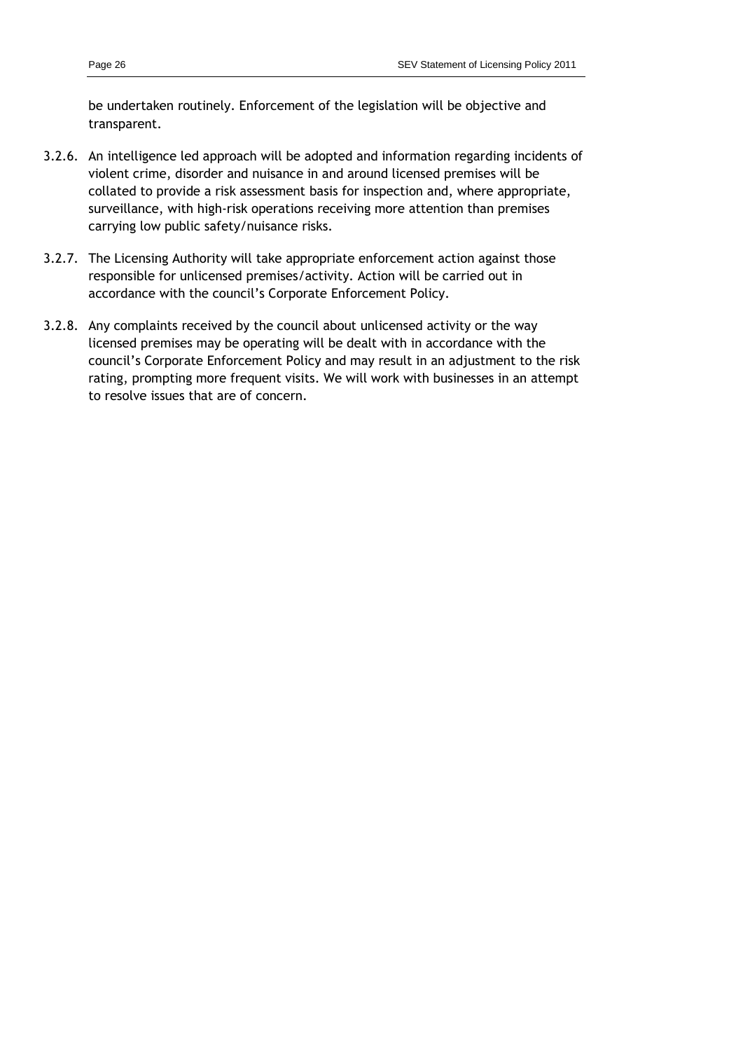be undertaken routinely. Enforcement of the legislation will be objective and transparent.

3.2.6. An intelligence led approach will be adopted and information regarding incidents of violent crime, disorder and nuisance in and around licensed premises will be collated to provide a risk assessment basis for inspection and, where appropriate, surveillance, with high-risk operations receiving more attention than premises carrying low public safety/nuisance risks.

3.2.7. The Licensing Authority will take appropriate enforcement action against those responsible for unlicensed premises/activity. Action will be carried out in accordance with the council's Corporate Enforcement Policy.

3.2.8. Any complaints received by the council about unlicensed activity or the way licensed premises may be operating will be dealt with in accordance with the council's Corporate Enforcement Policy and may result in an adjustment to the risk rating, prompting more frequent visits. We will work with businesses in an attempt to resolve issues that are of concern.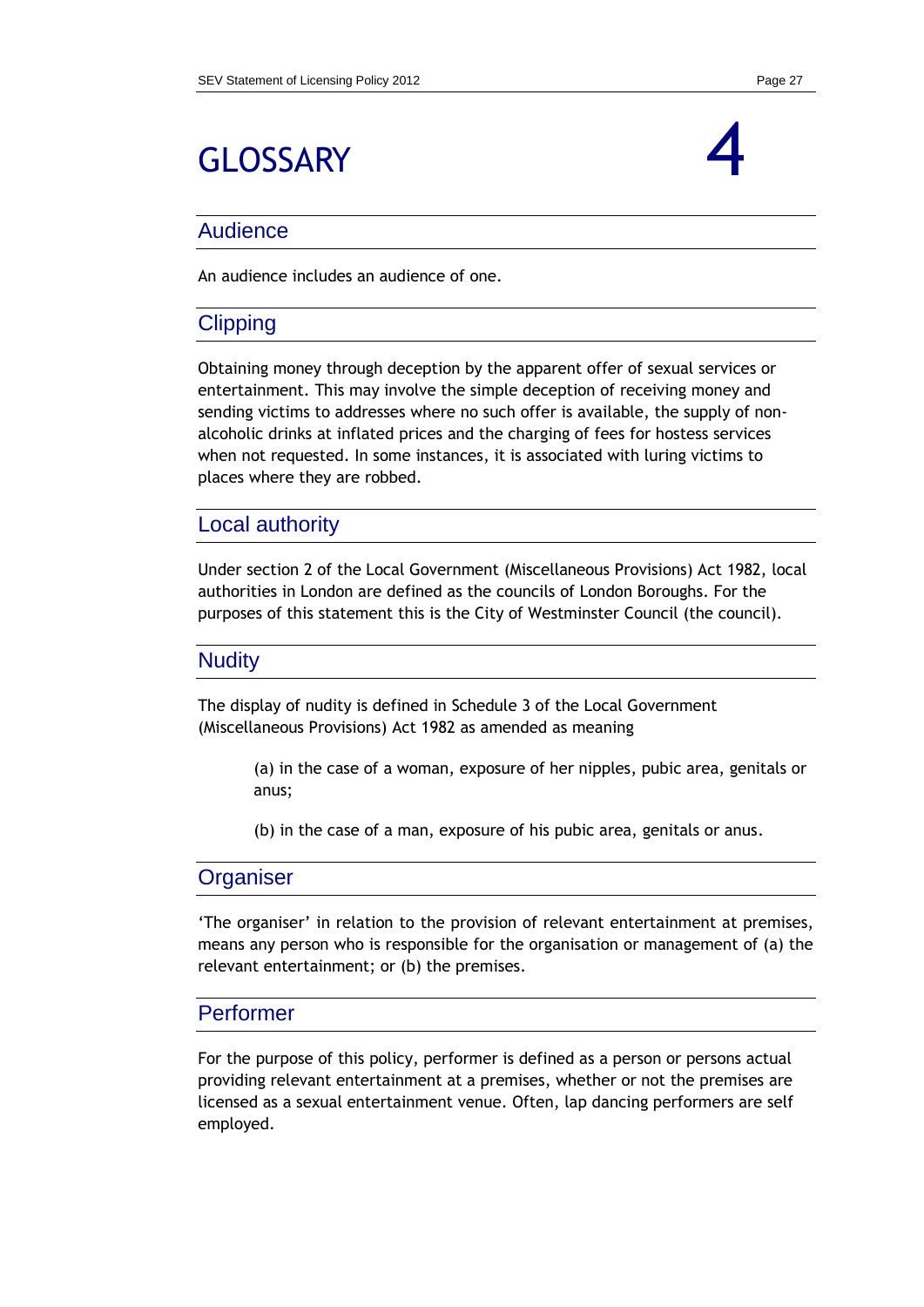# GLOSSARY

# 4

## Audience

An audience includes an audience of one.

## Clipping

Obtaining money through deception by the apparent offer of sexual services or entertainment. This may involve the simple deception of receiving money and sending victims to addresses where no such offer is available, the supply of non-alcoholic drinks at inflated prices and the charging of fees for hostess services when not requested. In some instances, it is associated with luring victims to places where they are robbed.

## Local authority

Under section 2 of the Local Government (Miscellaneous Provisions) Act 1982, local authorities in London are defined as the councils of London Boroughs. For the purposes of this statement this is the City of Westminster Council (the council).

## Nudity

The display of nudity is defined in Schedule 3 of the Local Government (Miscellaneous Provisions) Act 1982 as amended as meaning

> (a) in the case of a woman, exposure of her nipples, pubic area, genitals or anus;
>
> (b) in the case of a man, exposure of his pubic area, genitals or anus.

## Organiser

'The organiser' in relation to the provision of relevant entertainment at premises, means any person who is responsible for the organisation or management of (a) the relevant entertainment; or (b) the premises.

## Performer

For the purpose of this policy, performer is defined as a person or persons actual providing relevant entertainment at a premises, whether or not the premises are licensed as a sexual entertainment venue. Often, lap dancing performers are self employed.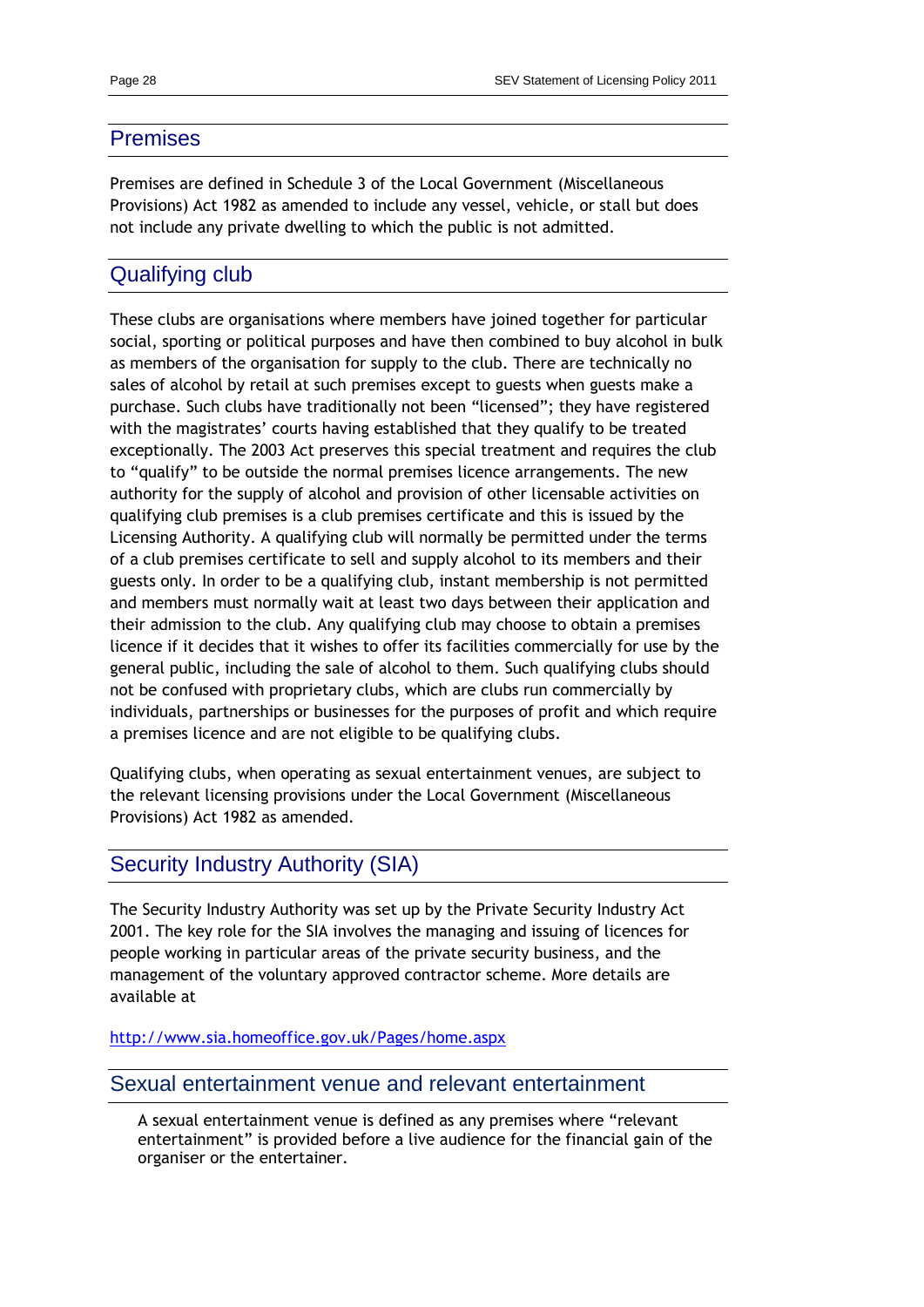## Premises

Premises are defined in Schedule 3 of the Local Government (Miscellaneous Provisions) Act 1982 as amended to include any vessel, vehicle, or stall but does not include any private dwelling to which the public is not admitted.

## Qualifying club

These clubs are organisations where members have joined together for particular social, sporting or political purposes and have then combined to buy alcohol in bulk as members of the organisation for supply to the club. There are technically no sales of alcohol by retail at such premises except to guests when guests make a purchase. Such clubs have traditionally not been "licensed"; they have registered with the magistrates' courts having established that they qualify to be treated exceptionally. The 2003 Act preserves this special treatment and requires the club to "qualify" to be outside the normal premises licence arrangements. The new authority for the supply of alcohol and provision of other licensable activities on qualifying club premises is a club premises certificate and this is issued by the Licensing Authority. A qualifying club will normally be permitted under the terms of a club premises certificate to sell and supply alcohol to its members and their guests only. In order to be a qualifying club, instant membership is not permitted and members must normally wait at least two days between their application and their admission to the club. Any qualifying club may choose to obtain a premises licence if it decides that it wishes to offer its facilities commercially for use by the general public, including the sale of alcohol to them. Such qualifying clubs should not be confused with proprietary clubs, which are clubs run commercially by individuals, partnerships or businesses for the purposes of profit and which require a premises licence and are not eligible to be qualifying clubs.

Qualifying clubs, when operating as sexual entertainment venues, are subject to the relevant licensing provisions under the Local Government (Miscellaneous Provisions) Act 1982 as amended.

## Security Industry Authority (SIA)

The Security Industry Authority was set up by the Private Security Industry Act 2001. The key role for the SIA involves the managing and issuing of licences for people working in particular areas of the private security business, and the management of the voluntary approved contractor scheme. More details are available at

http://www.sia.homeoffice.gov.uk/Pages/home.aspx

## Sexual entertainment venue and relevant entertainment

A sexual entertainment venue is defined as any premises where "relevant entertainment" is provided before a live audience for the financial gain of the organiser or the entertainer.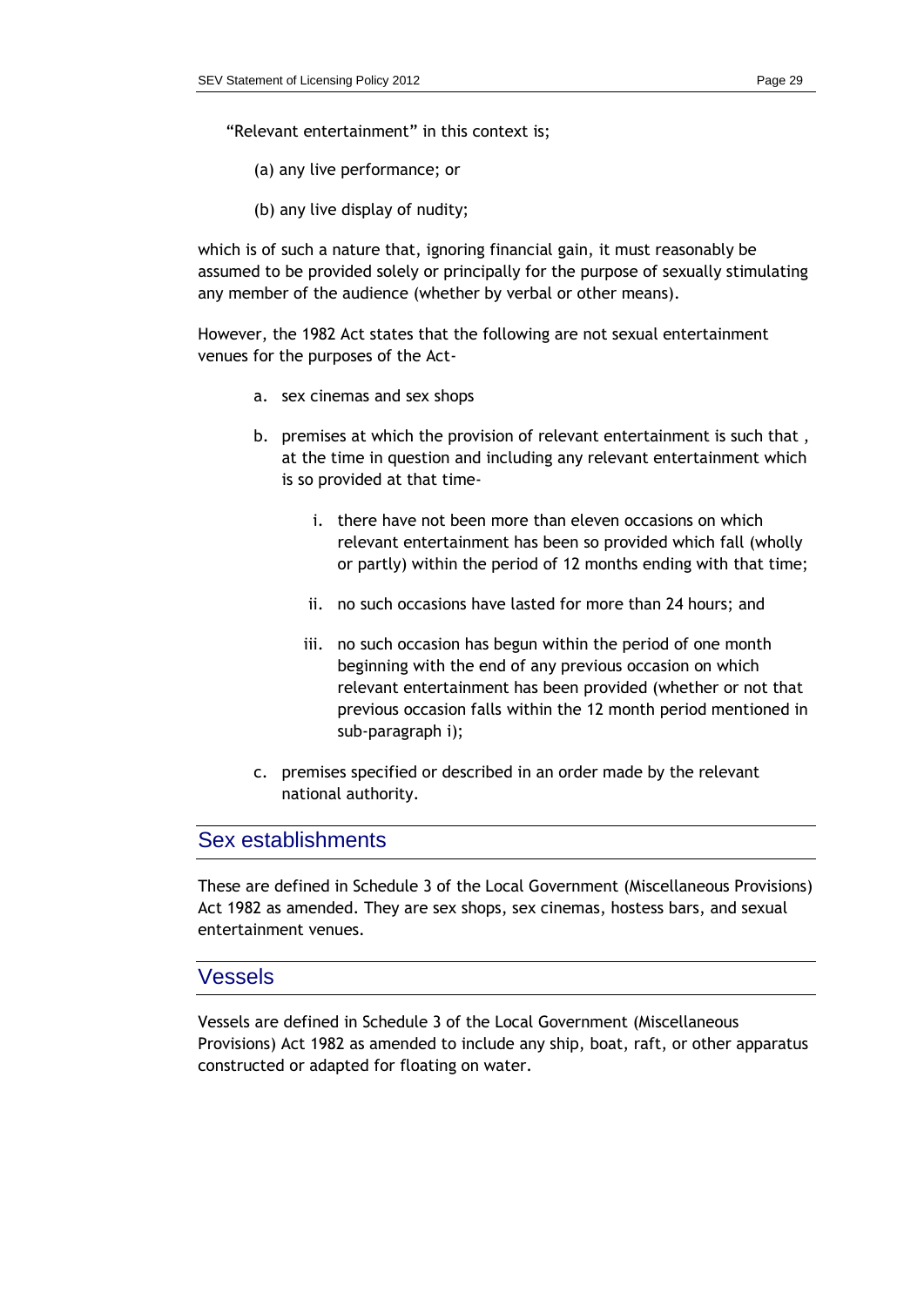"Relevant entertainment" in this context is;

(a) any live performance; or

(b) any live display of nudity;

which is of such a nature that, ignoring financial gain, it must reasonably be assumed to be provided solely or principally for the purpose of sexually stimulating any member of the audience (whether by verbal or other means).

However, the 1982 Act states that the following are not sexual entertainment venues for the purposes of the Act-

a. sex cinemas and sex shops

b. premises at which the provision of relevant entertainment is such that , at the time in question and including any relevant entertainment which is so provided at that time-

   i. there have not been more than eleven occasions on which relevant entertainment has been so provided which fall (wholly or partly) within the period of 12 months ending with that time;

   ii. no such occasions have lasted for more than 24 hours; and

   iii. no such occasion has begun within the period of one month beginning with the end of any previous occasion on which relevant entertainment has been provided (whether or not that previous occasion falls within the 12 month period mentioned in sub-paragraph i);

c. premises specified or described in an order made by the relevant national authority.

## Sex establishments

These are defined in Schedule 3 of the Local Government (Miscellaneous Provisions) Act 1982 as amended. They are sex shops, sex cinemas, hostess bars, and sexual entertainment venues.

## Vessels

Vessels are defined in Schedule 3 of the Local Government (Miscellaneous Provisions) Act 1982 as amended to include any ship, boat, raft, or other apparatus constructed or adapted for floating on water.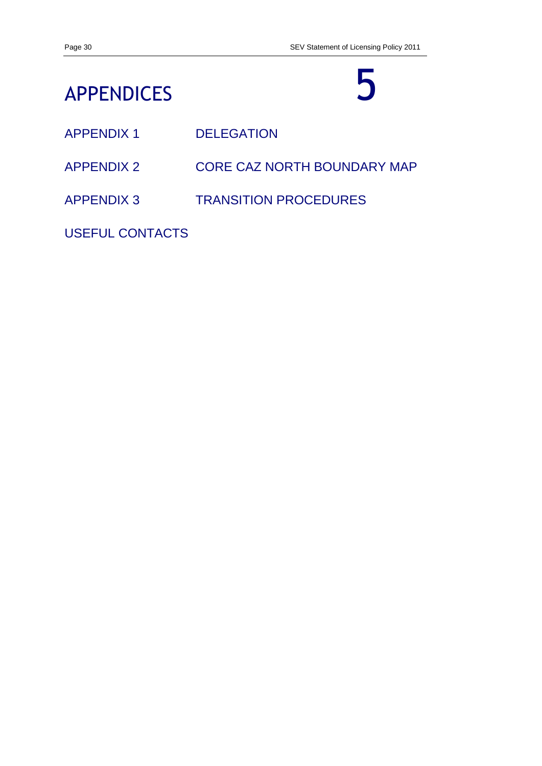# APPENDICES 5

| | |
|---|---|
| APPENDIX 1 | DELEGATION |
| APPENDIX 2 | CORE CAZ NORTH BOUNDARY MAP |
| APPENDIX 3 | TRANSITION PROCEDURES |

USEFUL CONTACTS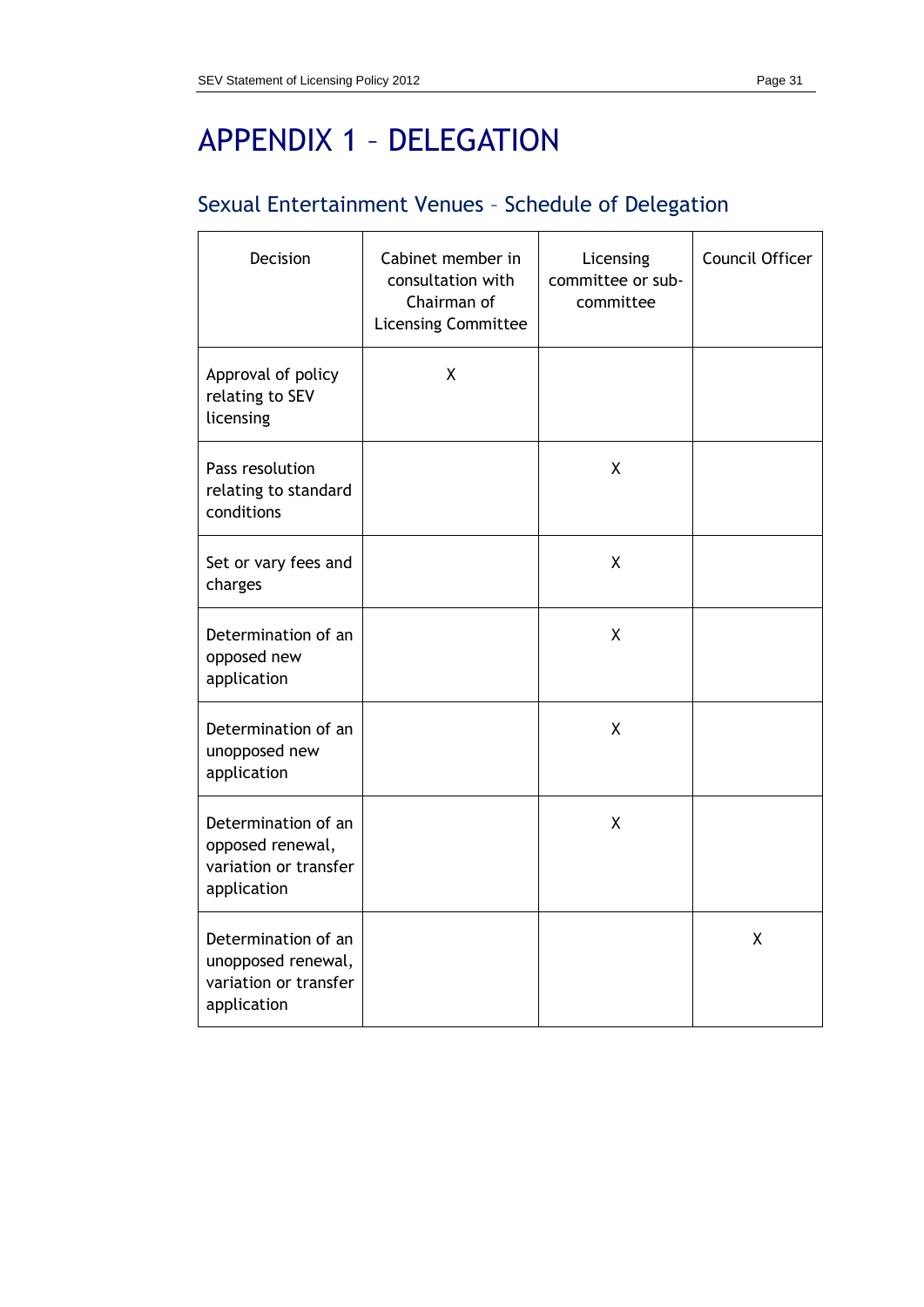# APPENDIX 1 – DELEGATION

## Sexual Entertainment Venues – Schedule of Delegation

| Decision | Cabinet member in consultation with Chairman of Licensing Committee | Licensing committee or sub-committee | Council Officer |
|---|---|---|---|
| Approval of policy relating to SEV licensing | X | | |
| Pass resolution relating to standard conditions | | X | |
| Set or vary fees and charges | | X | |
| Determination of an opposed new application | | X | |
| Determination of an unopposed new application | | X | |
| Determination of an opposed renewal, variation or transfer application | | X | |
| Determination of an unopposed renewal, variation or transfer application | | | X |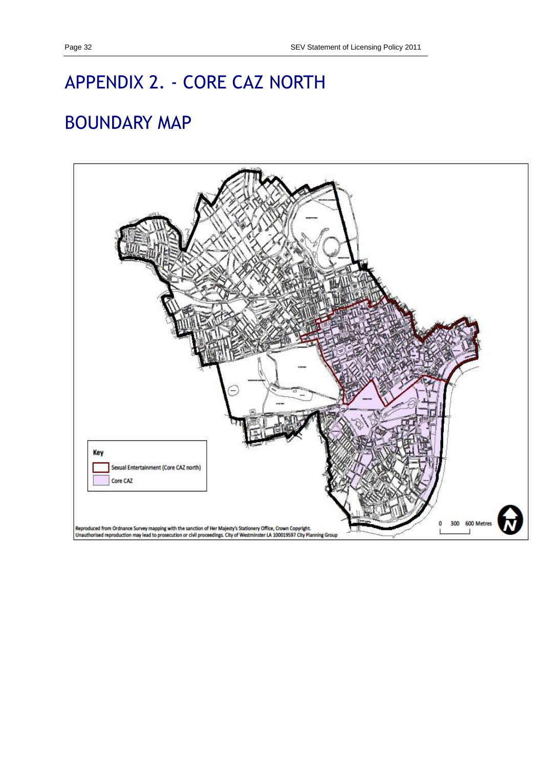# APPENDIX 2. - CORE CAZ NORTH

# BOUNDARY MAP

Key

Sexual Entertainment (Core CAZ north)

Core CAZ

Reproduced from Ordnance Survey mapping with the sanction of Her Majesty's Stationery Office, Crown Copyright. Unauthorised reproduction may lead to prosecution or civil proceedings. City of Westminster LA 100019597 City Planning Group

0 300 600 Metres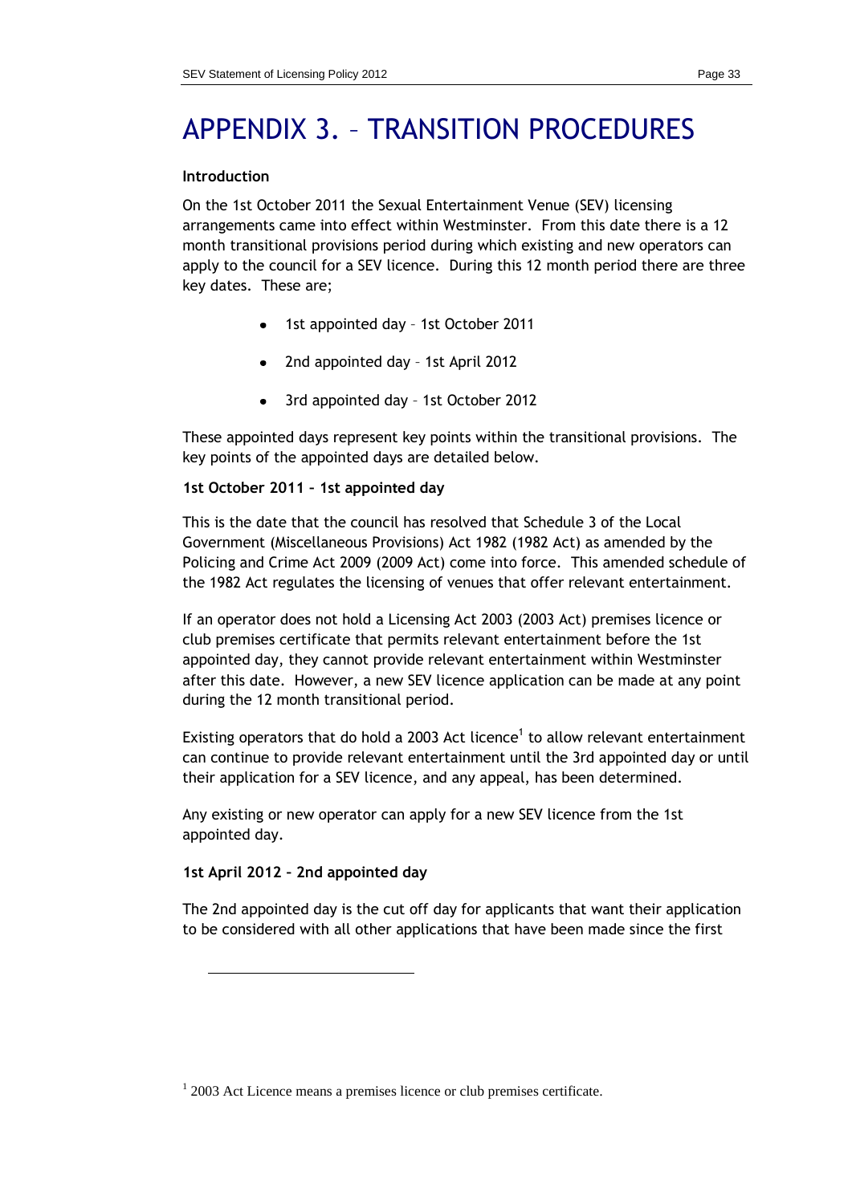# APPENDIX 3. – TRANSITION PROCEDURES

**Introduction**

On the 1st October 2011 the Sexual Entertainment Venue (SEV) licensing arrangements came into effect within Westminster. From this date there is a 12 month transitional provisions period during which existing and new operators can apply to the council for a SEV licence. During this 12 month period there are three key dates. These are;

- 1st appointed day – 1st October 2011
- 2nd appointed day – 1st April 2012
- 3rd appointed day – 1st October 2012

These appointed days represent key points within the transitional provisions. The key points of the appointed days are detailed below.

**1st October 2011 – 1st appointed day**

This is the date that the council has resolved that Schedule 3 of the Local Government (Miscellaneous Provisions) Act 1982 (1982 Act) as amended by the Policing and Crime Act 2009 (2009 Act) come into force. This amended schedule of the 1982 Act regulates the licensing of venues that offer relevant entertainment.

If an operator does not hold a Licensing Act 2003 (2003 Act) premises licence or club premises certificate that permits relevant entertainment before the 1st appointed day, they cannot provide relevant entertainment within Westminster after this date. However, a new SEV licence application can be made at any point during the 12 month transitional period.

Existing operators that do hold a 2003 Act licence[1] to allow relevant entertainment can continue to provide relevant entertainment until the 3rd appointed day or until their application for a SEV licence, and any appeal, has been determined.

Any existing or new operator can apply for a new SEV licence from the 1st appointed day.

**1st April 2012 – 2nd appointed day**

The 2nd appointed day is the cut off day for applicants that want their application to be considered with all other applications that have been made since the first

---

[1] 2003 Act Licence means a premises licence or club premises certificate.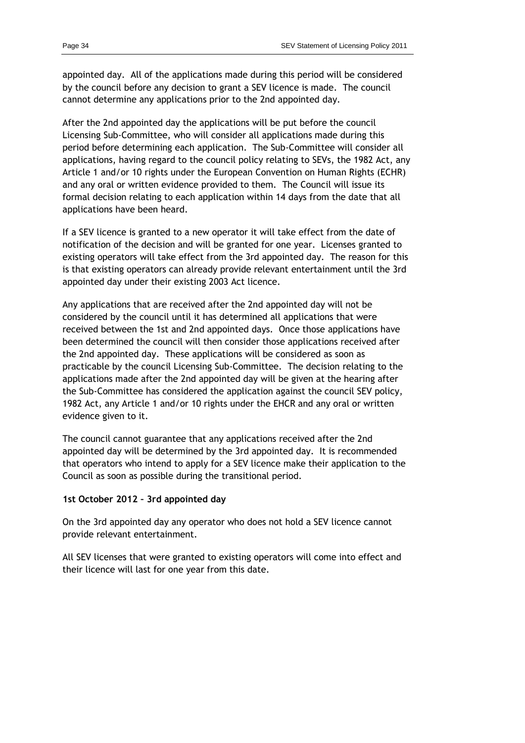appointed day. All of the applications made during this period will be considered by the council before any decision to grant a SEV licence is made. The council cannot determine any applications prior to the 2nd appointed day.

After the 2nd appointed day the applications will be put before the council Licensing Sub-Committee, who will consider all applications made during this period before determining each application. The Sub-Committee will consider all applications, having regard to the council policy relating to SEVs, the 1982 Act, any Article 1 and/or 10 rights under the European Convention on Human Rights (ECHR) and any oral or written evidence provided to them. The Council will issue its formal decision relating to each application within 14 days from the date that all applications have been heard.

If a SEV licence is granted to a new operator it will take effect from the date of notification of the decision and will be granted for one year. Licenses granted to existing operators will take effect from the 3rd appointed day. The reason for this is that existing operators can already provide relevant entertainment until the 3rd appointed day under their existing 2003 Act licence.

Any applications that are received after the 2nd appointed day will not be considered by the council until it has determined all applications that were received between the 1st and 2nd appointed days. Once those applications have been determined the council will then consider those applications received after the 2nd appointed day. These applications will be considered as soon as practicable by the council Licensing Sub-Committee. The decision relating to the applications made after the 2nd appointed day will be given at the hearing after the Sub-Committee has considered the application against the council SEV policy, 1982 Act, any Article 1 and/or 10 rights under the EHCR and any oral or written evidence given to it.

The council cannot guarantee that any applications received after the 2nd appointed day will be determined by the 3rd appointed day. It is recommended that operators who intend to apply for a SEV licence make their application to the Council as soon as possible during the transitional period.

**1st October 2012 – 3rd appointed day**

On the 3rd appointed day any operator who does not hold a SEV licence cannot provide relevant entertainment.

All SEV licenses that were granted to existing operators will come into effect and their licence will last for one year from this date.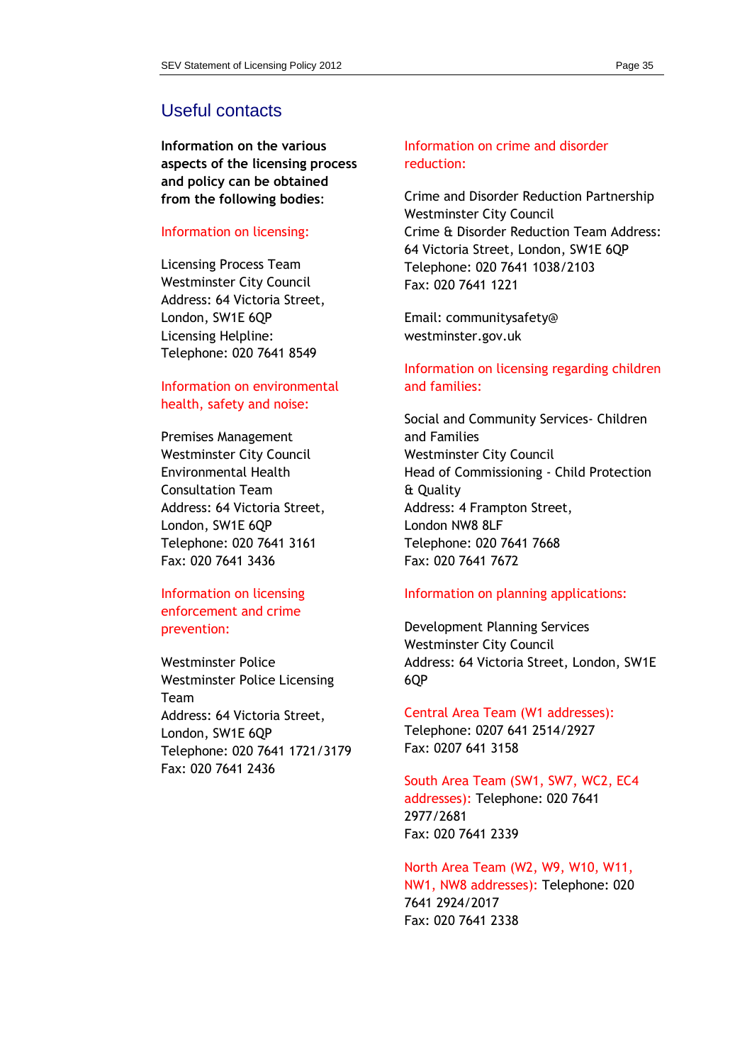## Useful contacts

**Information on the various aspects of the licensing process and policy can be obtained from the following bodies:**

### Information on licensing:

Licensing Process Team
Westminster City Council
Address: 64 Victoria Street, London, SW1E 6QP
Licensing Helpline:
Telephone: 020 7641 8549

### Information on environmental health, safety and noise:

Premises Management
Westminster City Council
Environmental Health Consultation Team
Address: 64 Victoria Street, London, SW1E 6QP
Telephone: 020 7641 3161
Fax: 020 7641 3436

### Information on licensing enforcement and crime prevention:

Westminster Police
Westminster Police Licensing Team
Address: 64 Victoria Street, London, SW1E 6QP
Telephone: 020 7641 1721/3179
Fax: 020 7641 2436

### Information on crime and disorder reduction:

Crime and Disorder Reduction Partnership
Westminster City Council
Crime & Disorder Reduction Team Address: 64 Victoria Street, London, SW1E 6QP
Telephone: 020 7641 1038/2103
Fax: 020 7641 1221

Email: communitysafety@westminster.gov.uk

### Information on licensing regarding children and families:

Social and Community Services- Children and Families
Westminster City Council
Head of Commissioning - Child Protection & Quality
Address: 4 Frampton Street, London NW8 8LF
Telephone: 020 7641 7668
Fax: 020 7641 7672

### Information on planning applications:

Development Planning Services
Westminster City Council
Address: 64 Victoria Street, London, SW1E 6QP

Central Area Team (W1 addresses):
Telephone: 0207 641 2514/2927
Fax: 0207 641 3158

South Area Team (SW1, SW7, WC2, EC4 addresses): Telephone: 020 7641 2977/2681
Fax: 020 7641 2339

North Area Team (W2, W9, W10, W11, NW1, NW8 addresses): Telephone: 020 7641 2924/2017
Fax: 020 7641 2338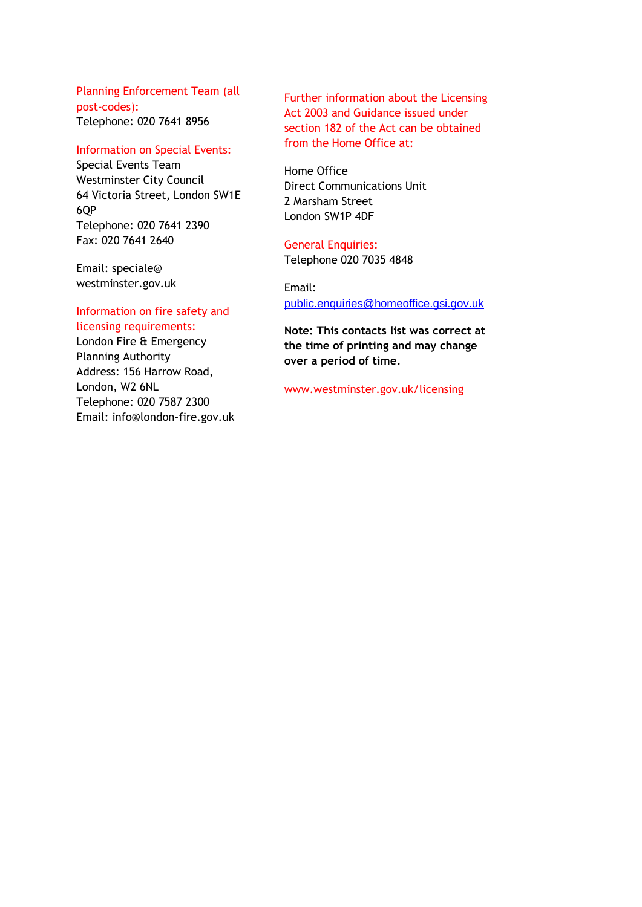Planning Enforcement Team (all post-codes):
Telephone: 020 7641 8956

Information on Special Events:
Special Events Team
Westminster City Council
64 Victoria Street, London SW1E 6QP
Telephone: 020 7641 2390
Fax: 020 7641 2640

Email: speciale@westminster.gov.uk

Information on fire safety and licensing requirements:
London Fire & Emergency Planning Authority
Address: 156 Harrow Road, London, W2 6NL
Telephone: 020 7587 2300
Email: info@london-fire.gov.uk

Further information about the Licensing Act 2003 and Guidance issued under section 182 of the Act can be obtained from the Home Office at:

Home Office
Direct Communications Unit
2 Marsham Street
London SW1P 4DF

General Enquiries:
Telephone 020 7035 4848

Email:
public.enquiries@homeoffice.gsi.gov.uk

**Note: This contacts list was correct at the time of printing and may change over a period of time.**

www.westminster.gov.uk/licensing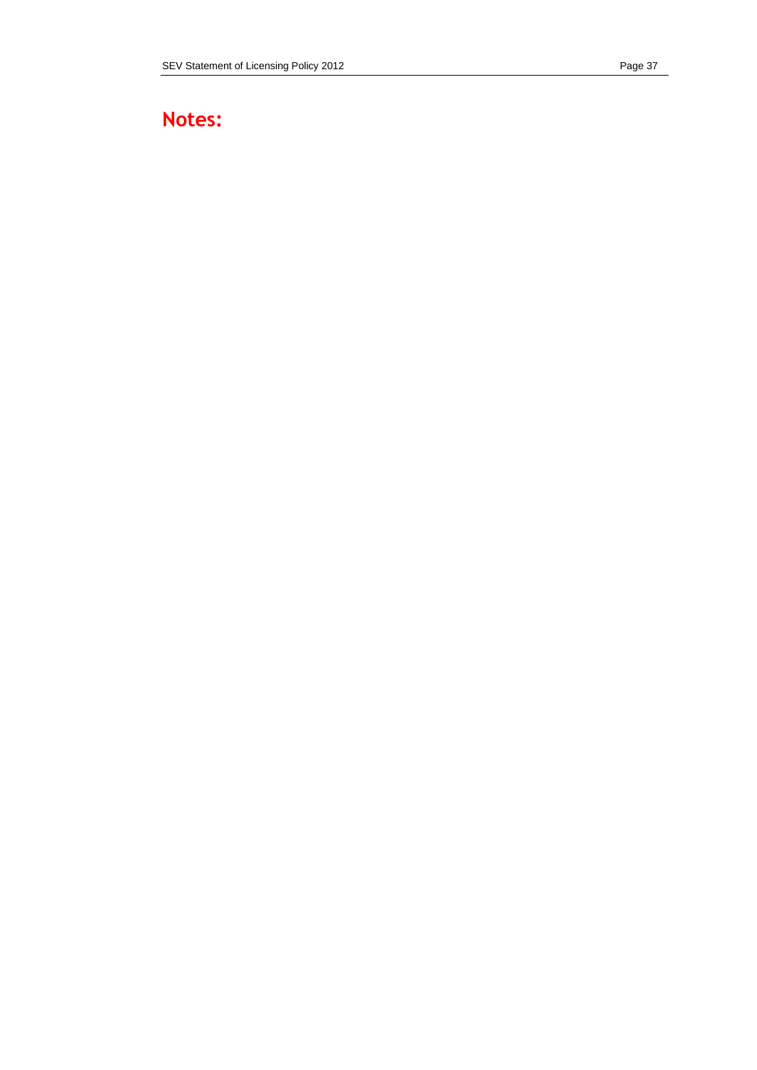# Notes: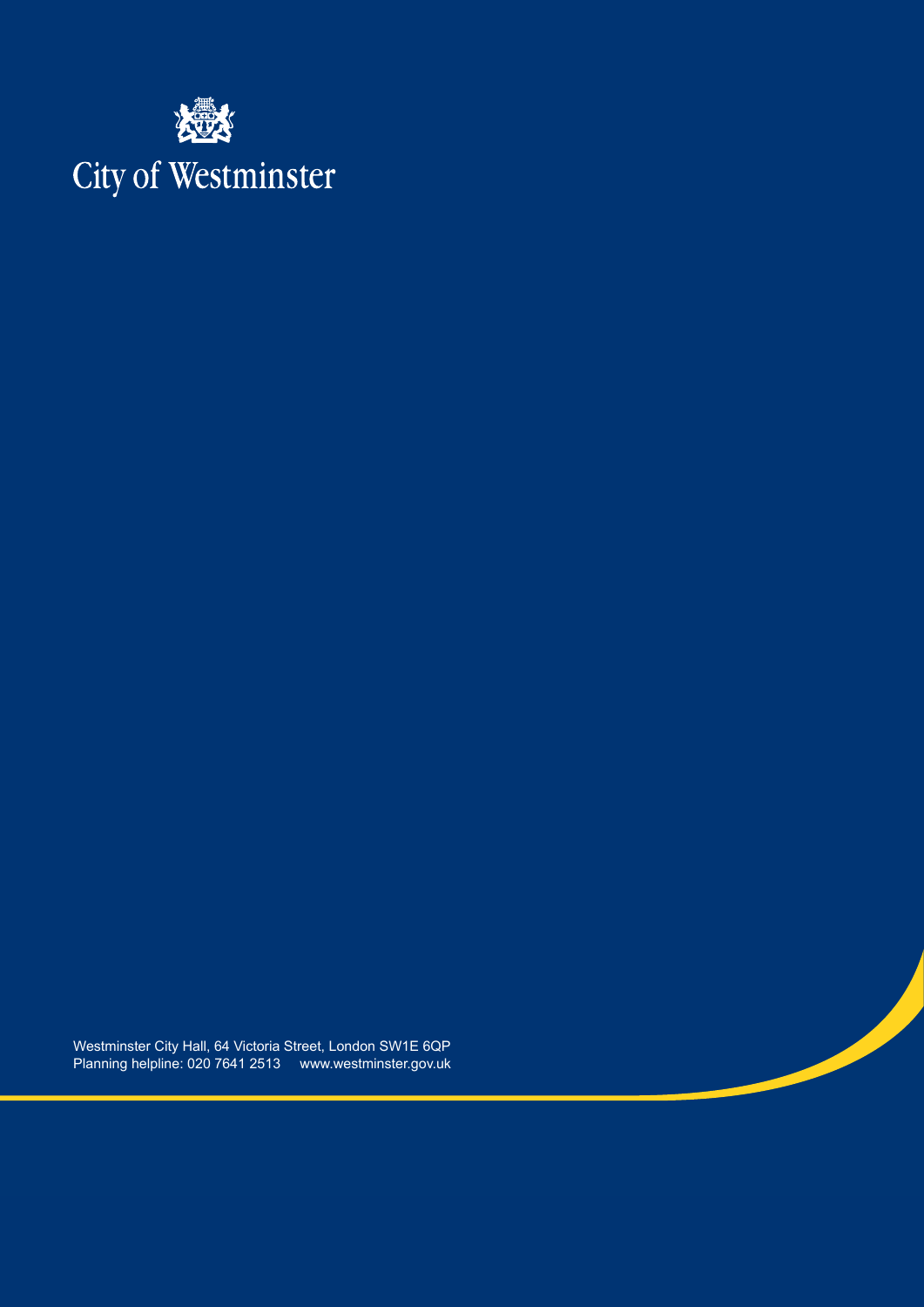City of Westminster

Westminster City Hall, 64 Victoria Street, London SW1E 6QP
Planning helpline: 020 7641 2513 www.westminster.gov.uk